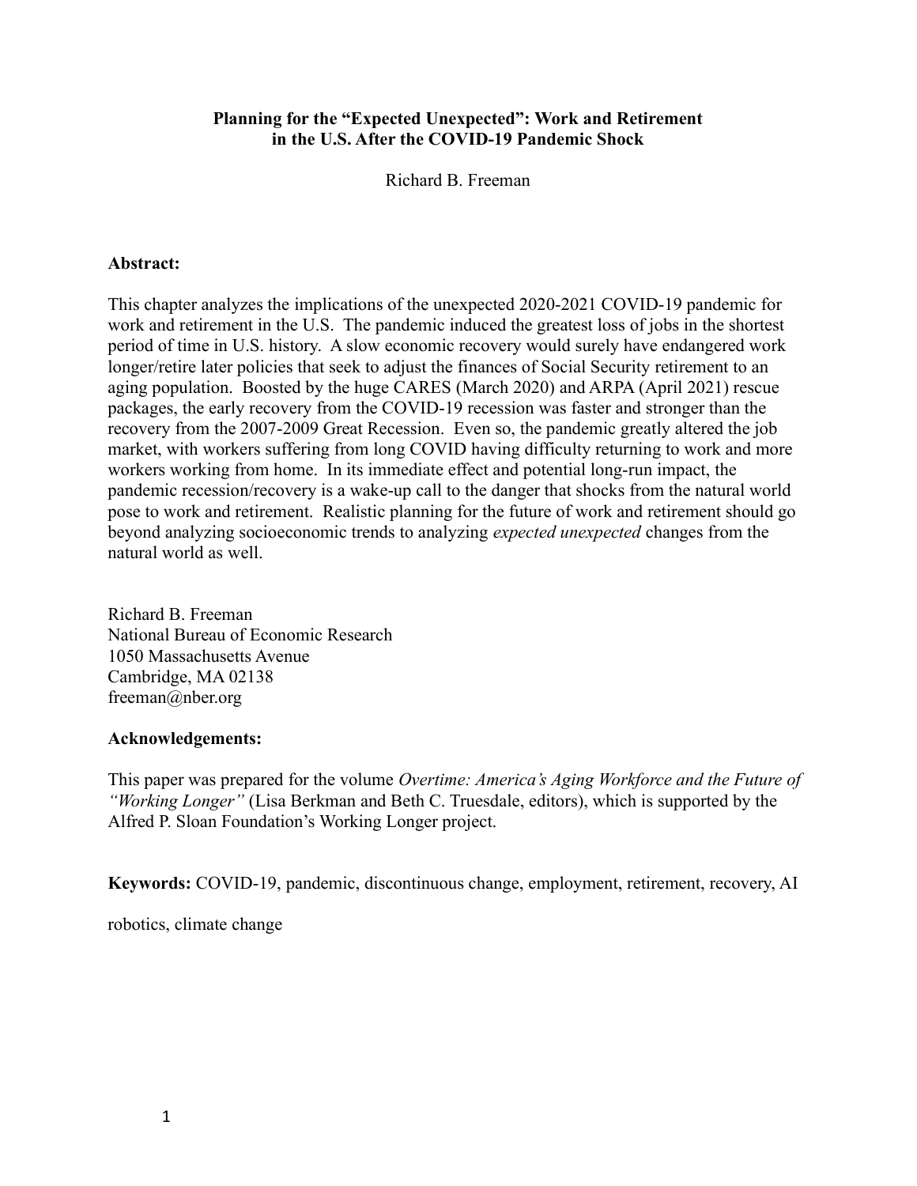# Planning for the "Expected Unexpected": Work and Retirement in the U.S. After the COVID-19 Pandemic Shock

Richard B. Freeman

**Abstract:**

This chapter analyzes the implications of the unexpected 2020-2021 COVID-19 pandemic for work and retirement in the U.S. The pandemic induced the greatest loss of jobs in the shortest period of time in U.S. history. A slow economic recovery would surely have endangered work longer/retire later policies that seek to adjust the finances of Social Security retirement to an aging population. Boosted by the huge CARES (March 2020) and ARPA (April 2021) rescue packages, the early recovery from the COVID-19 recession was faster and stronger than the recovery from the 2007-2009 Great Recession. Even so, the pandemic greatly altered the job market, with workers suffering from long COVID having difficulty returning to work and more workers working from home. In its immediate effect and potential long-run impact, the pandemic recession/recovery is a wake-up call to the danger that shocks from the natural world pose to work and retirement. Realistic planning for the future of work and retirement should go beyond analyzing socioeconomic trends to analyzing *expected unexpected* changes from the natural world as well.

Richard B. Freeman
National Bureau of Economic Research
1050 Massachusetts Avenue
Cambridge, MA 02138
freeman@nber.org

**Acknowledgements:**

This paper was prepared for the volume *Overtime: America's Aging Workforce and the Future of "Working Longer"* (Lisa Berkman and Beth C. Truesdale, editors), which is supported by the Alfred P. Sloan Foundation's Working Longer project.

**Keywords:** COVID-19, pandemic, discontinuous change, employment, retirement, recovery, AI robotics, climate change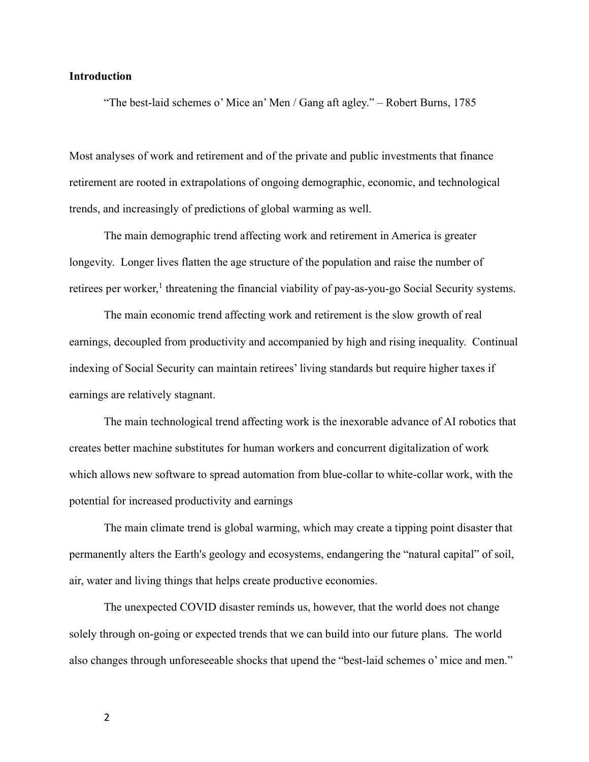**Introduction**

"The best-laid schemes o' Mice an' Men / Gang aft agley." – Robert Burns, 1785

Most analyses of work and retirement and of the private and public investments that finance retirement are rooted in extrapolations of ongoing demographic, economic, and technological trends, and increasingly of predictions of global warming as well.

The main demographic trend affecting work and retirement in America is greater longevity. Longer lives flatten the age structure of the population and raise the number of retirees per worker,[1] threatening the financial viability of pay-as-you-go Social Security systems.

The main economic trend affecting work and retirement is the slow growth of real earnings, decoupled from productivity and accompanied by high and rising inequality. Continual indexing of Social Security can maintain retirees' living standards but require higher taxes if earnings are relatively stagnant.

The main technological trend affecting work is the inexorable advance of AI robotics that creates better machine substitutes for human workers and concurrent digitalization of work which allows new software to spread automation from blue-collar to white-collar work, with the potential for increased productivity and earnings

The main climate trend is global warming, which may create a tipping point disaster that permanently alters the Earth's geology and ecosystems, endangering the "natural capital" of soil, air, water and living things that helps create productive economies.

The unexpected COVID disaster reminds us, however, that the world does not change solely through on-going or expected trends that we can build into our future plans. The world also changes through unforeseeable shocks that upend the "best-laid schemes o' mice and men."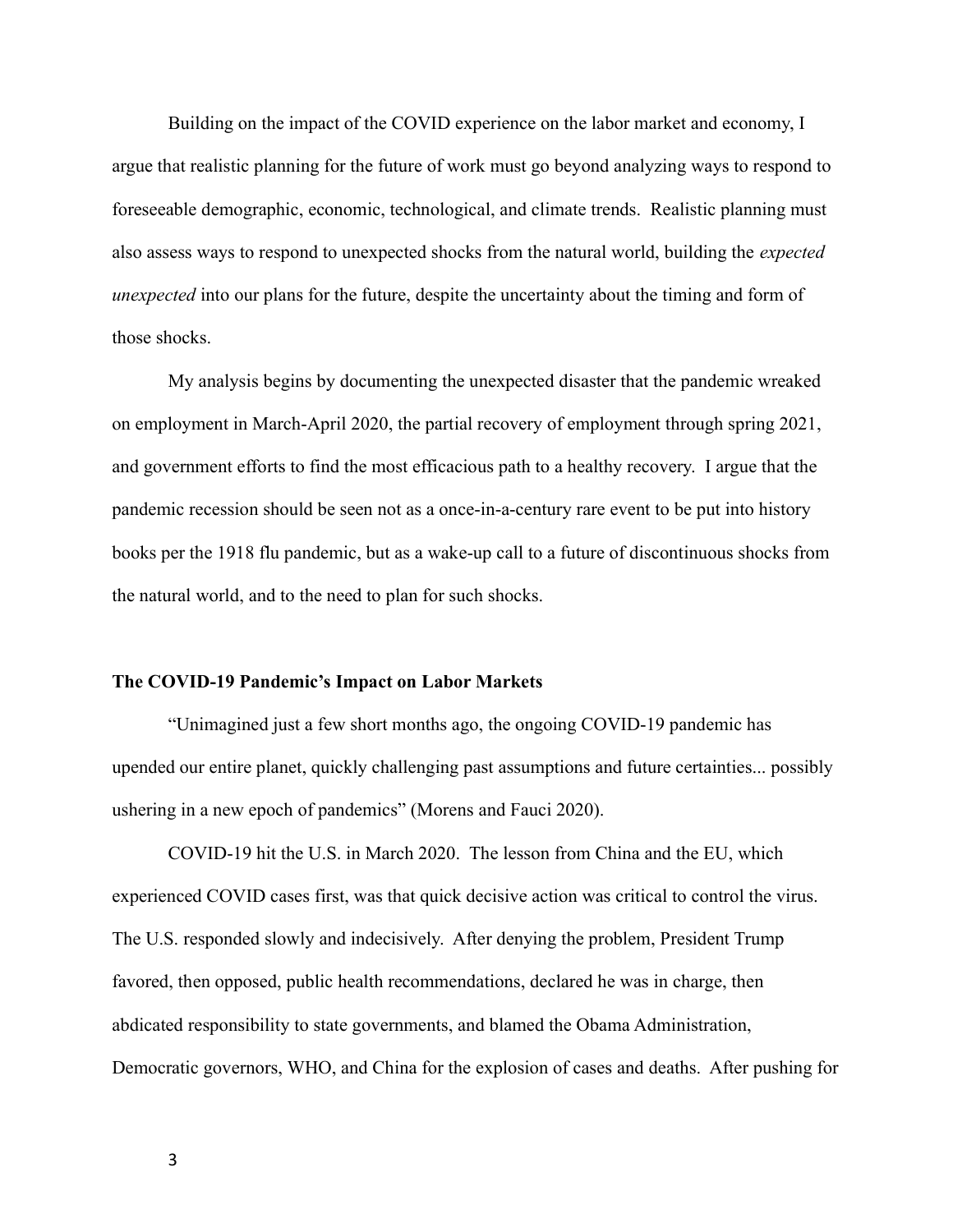Building on the impact of the COVID experience on the labor market and economy, I argue that realistic planning for the future of work must go beyond analyzing ways to respond to foreseeable demographic, economic, technological, and climate trends. Realistic planning must also assess ways to respond to unexpected shocks from the natural world, building the *expected unexpected* into our plans for the future, despite the uncertainty about the timing and form of those shocks.

My analysis begins by documenting the unexpected disaster that the pandemic wreaked on employment in March-April 2020, the partial recovery of employment through spring 2021, and government efforts to find the most efficacious path to a healthy recovery. I argue that the pandemic recession should be seen not as a once-in-a-century rare event to be put into history books per the 1918 flu pandemic, but as a wake-up call to a future of discontinuous shocks from the natural world, and to the need to plan for such shocks.

## The COVID-19 Pandemic's Impact on Labor Markets

"Unimagined just a few short months ago, the ongoing COVID-19 pandemic has upended our entire planet, quickly challenging past assumptions and future certainties... possibly ushering in a new epoch of pandemics" (Morens and Fauci 2020).

COVID-19 hit the U.S. in March 2020. The lesson from China and the EU, which experienced COVID cases first, was that quick decisive action was critical to control the virus. The U.S. responded slowly and indecisively. After denying the problem, President Trump favored, then opposed, public health recommendations, declared he was in charge, then abdicated responsibility to state governments, and blamed the Obama Administration, Democratic governors, WHO, and China for the explosion of cases and deaths. After pushing for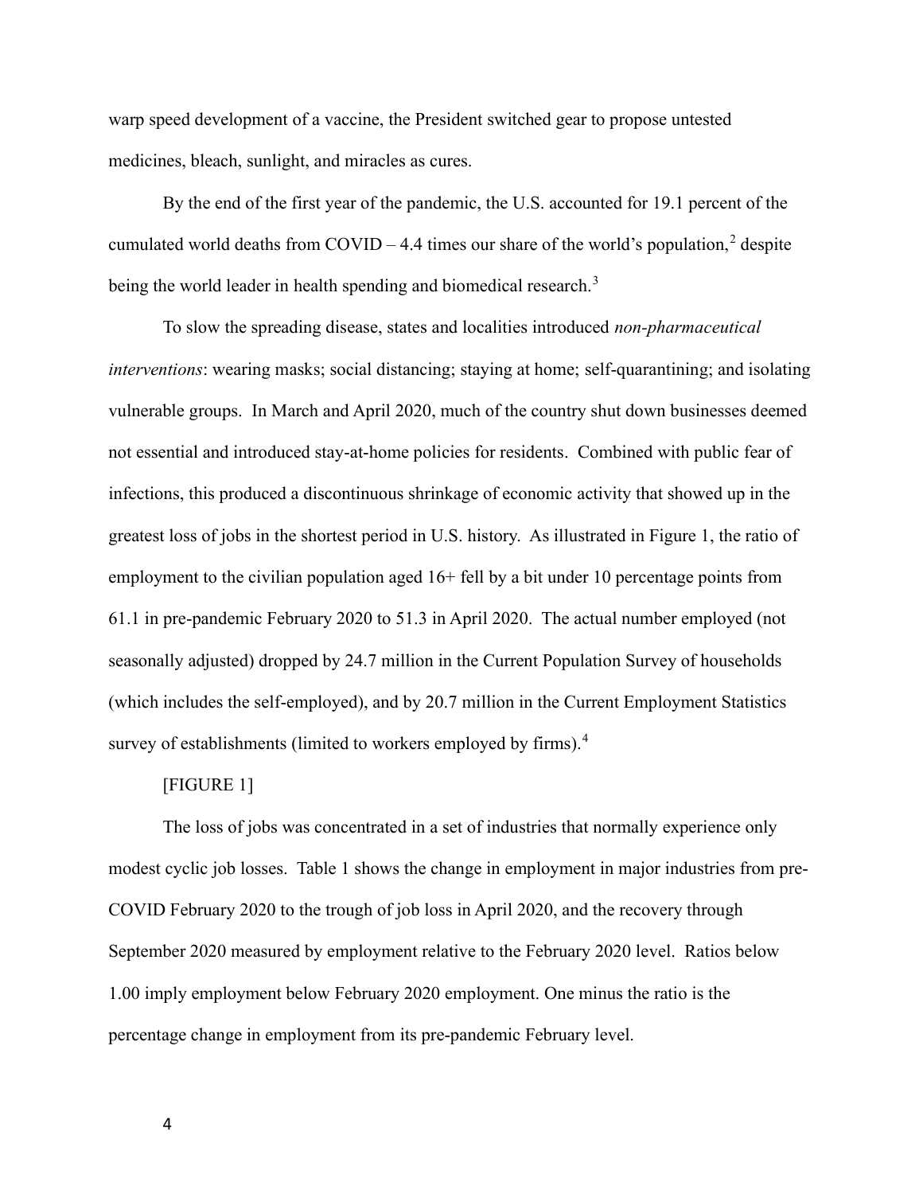warp speed development of a vaccine, the President switched gear to propose untested medicines, bleach, sunlight, and miracles as cures.

By the end of the first year of the pandemic, the U.S. accounted for 19.1 percent of the cumulated world deaths from COVID – 4.4 times our share of the world's population,[2] despite being the world leader in health spending and biomedical research.[3]

To slow the spreading disease, states and localities introduced *non-pharmaceutical interventions*: wearing masks; social distancing; staying at home; self-quarantining; and isolating vulnerable groups. In March and April 2020, much of the country shut down businesses deemed not essential and introduced stay-at-home policies for residents. Combined with public fear of infections, this produced a discontinuous shrinkage of economic activity that showed up in the greatest loss of jobs in the shortest period in U.S. history. As illustrated in Figure 1, the ratio of employment to the civilian population aged 16+ fell by a bit under 10 percentage points from 61.1 in pre-pandemic February 2020 to 51.3 in April 2020. The actual number employed (not seasonally adjusted) dropped by 24.7 million in the Current Population Survey of households (which includes the self-employed), and by 20.7 million in the Current Employment Statistics survey of establishments (limited to workers employed by firms).[4]

[FIGURE 1]

The loss of jobs was concentrated in a set of industries that normally experience only modest cyclic job losses. Table 1 shows the change in employment in major industries from pre-COVID February 2020 to the trough of job loss in April 2020, and the recovery through September 2020 measured by employment relative to the February 2020 level. Ratios below 1.00 imply employment below February 2020 employment. One minus the ratio is the percentage change in employment from its pre-pandemic February level.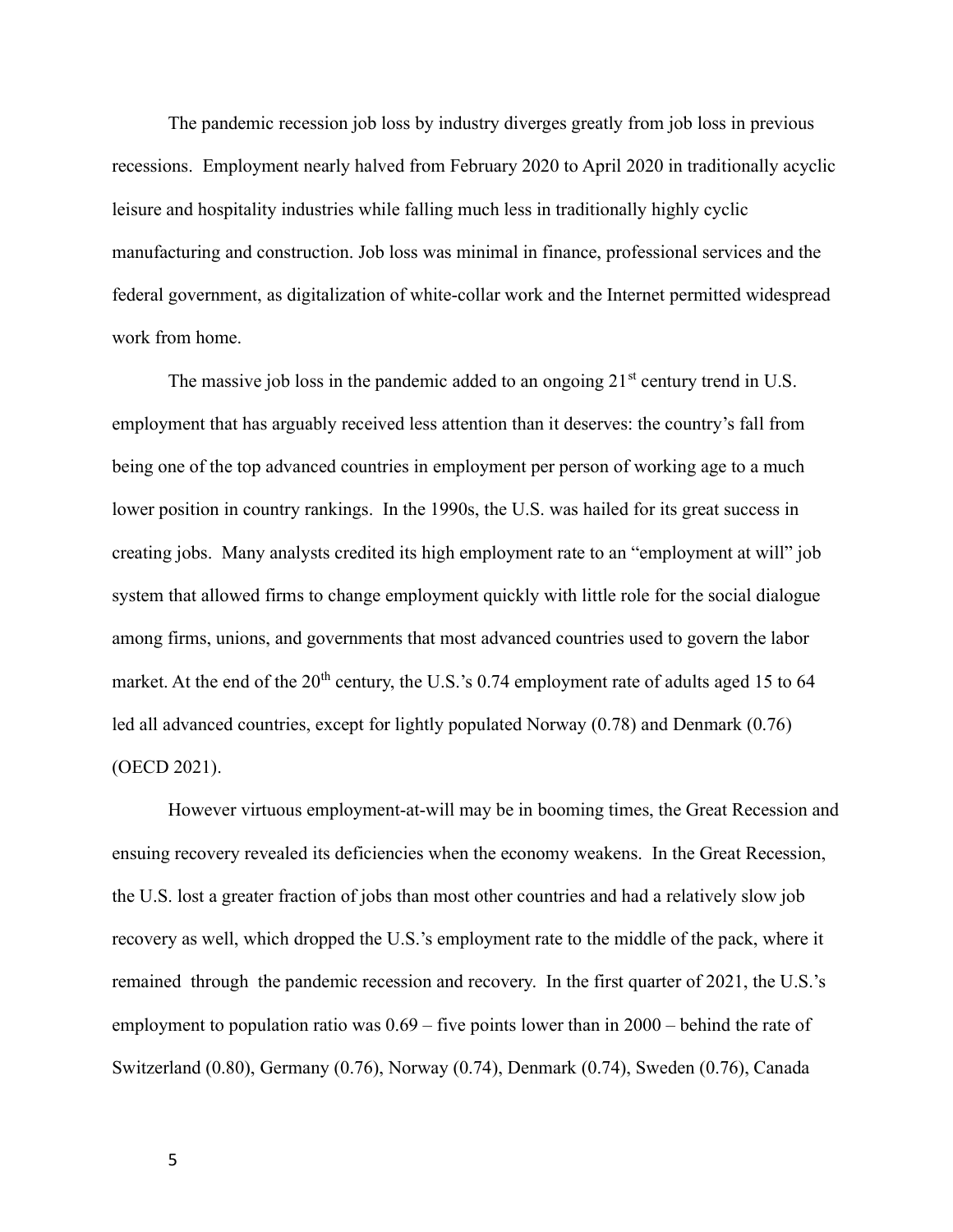The pandemic recession job loss by industry diverges greatly from job loss in previous recessions. Employment nearly halved from February 2020 to April 2020 in traditionally acyclic leisure and hospitality industries while falling much less in traditionally highly cyclic manufacturing and construction. Job loss was minimal in finance, professional services and the federal government, as digitalization of white-collar work and the Internet permitted widespread work from home.

The massive job loss in the pandemic added to an ongoing 21st century trend in U.S. employment that has arguably received less attention than it deserves: the country's fall from being one of the top advanced countries in employment per person of working age to a much lower position in country rankings. In the 1990s, the U.S. was hailed for its great success in creating jobs. Many analysts credited its high employment rate to an "employment at will" job system that allowed firms to change employment quickly with little role for the social dialogue among firms, unions, and governments that most advanced countries used to govern the labor market. At the end of the 20th century, the U.S.'s 0.74 employment rate of adults aged 15 to 64 led all advanced countries, except for lightly populated Norway (0.78) and Denmark (0.76) (OECD 2021).

However virtuous employment-at-will may be in booming times, the Great Recession and ensuing recovery revealed its deficiencies when the economy weakens. In the Great Recession, the U.S. lost a greater fraction of jobs than most other countries and had a relatively slow job recovery as well, which dropped the U.S.'s employment rate to the middle of the pack, where it remained through the pandemic recession and recovery. In the first quarter of 2021, the U.S.'s employment to population ratio was 0.69 – five points lower than in 2000 – behind the rate of Switzerland (0.80), Germany (0.76), Norway (0.74), Denmark (0.74), Sweden (0.76), Canada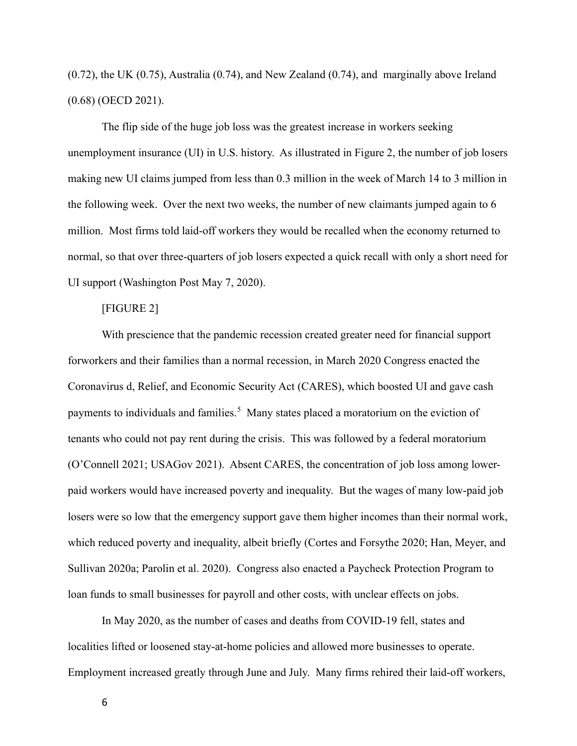(0.72), the UK (0.75), Australia (0.74), and New Zealand (0.74), and marginally above Ireland (0.68) (OECD 2021).

The flip side of the huge job loss was the greatest increase in workers seeking unemployment insurance (UI) in U.S. history. As illustrated in Figure 2, the number of job losers making new UI claims jumped from less than 0.3 million in the week of March 14 to 3 million in the following week. Over the next two weeks, the number of new claimants jumped again to 6 million. Most firms told laid-off workers they would be recalled when the economy returned to normal, so that over three-quarters of job losers expected a quick recall with only a short need for UI support (Washington Post May 7, 2020).

[FIGURE 2]

With prescience that the pandemic recession created greater need for financial support forworkers and their families than a normal recession, in March 2020 Congress enacted the Coronavirus d, Relief, and Economic Security Act (CARES), which boosted UI and gave cash payments to individuals and families.[5] Many states placed a moratorium on the eviction of tenants who could not pay rent during the crisis. This was followed by a federal moratorium (O'Connell 2021; USAGov 2021). Absent CARES, the concentration of job loss among lower-paid workers would have increased poverty and inequality. But the wages of many low-paid job losers were so low that the emergency support gave them higher incomes than their normal work, which reduced poverty and inequality, albeit briefly (Cortes and Forsythe 2020; Han, Meyer, and Sullivan 2020a; Parolin et al. 2020). Congress also enacted a Paycheck Protection Program to loan funds to small businesses for payroll and other costs, with unclear effects on jobs.

In May 2020, as the number of cases and deaths from COVID-19 fell, states and localities lifted or loosened stay-at-home policies and allowed more businesses to operate. Employment increased greatly through June and July. Many firms rehired their laid-off workers,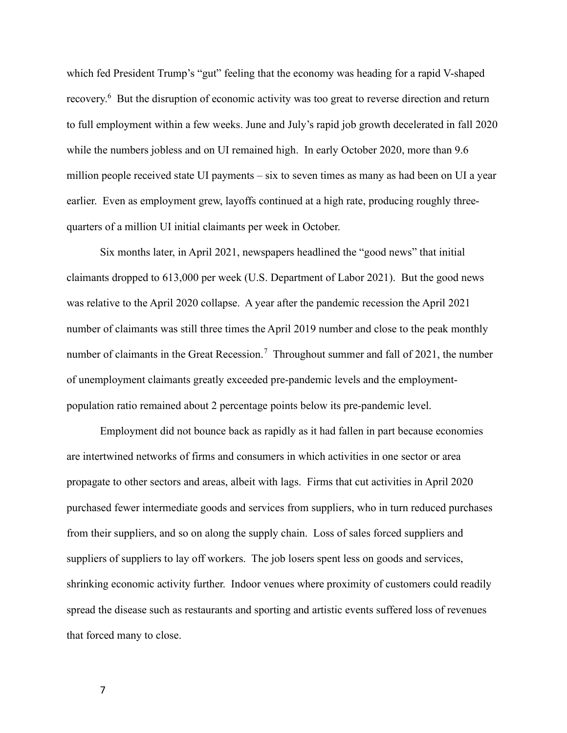which fed President Trump's "gut" feeling that the economy was heading for a rapid V-shaped recovery.[6] But the disruption of economic activity was too great to reverse direction and return to full employment within a few weeks. June and July's rapid job growth decelerated in fall 2020 while the numbers jobless and on UI remained high. In early October 2020, more than 9.6 million people received state UI payments – six to seven times as many as had been on UI a year earlier. Even as employment grew, layoffs continued at a high rate, producing roughly three-quarters of a million UI initial claimants per week in October.

Six months later, in April 2021, newspapers headlined the "good news" that initial claimants dropped to 613,000 per week (U.S. Department of Labor 2021). But the good news was relative to the April 2020 collapse. A year after the pandemic recession the April 2021 number of claimants was still three times the April 2019 number and close to the peak monthly number of claimants in the Great Recession.[7] Throughout summer and fall of 2021, the number of unemployment claimants greatly exceeded pre-pandemic levels and the employment-population ratio remained about 2 percentage points below its pre-pandemic level.

Employment did not bounce back as rapidly as it had fallen in part because economies are intertwined networks of firms and consumers in which activities in one sector or area propagate to other sectors and areas, albeit with lags. Firms that cut activities in April 2020 purchased fewer intermediate goods and services from suppliers, who in turn reduced purchases from their suppliers, and so on along the supply chain. Loss of sales forced suppliers and suppliers of suppliers to lay off workers. The job losers spent less on goods and services, shrinking economic activity further. Indoor venues where proximity of customers could readily spread the disease such as restaurants and sporting and artistic events suffered loss of revenues that forced many to close.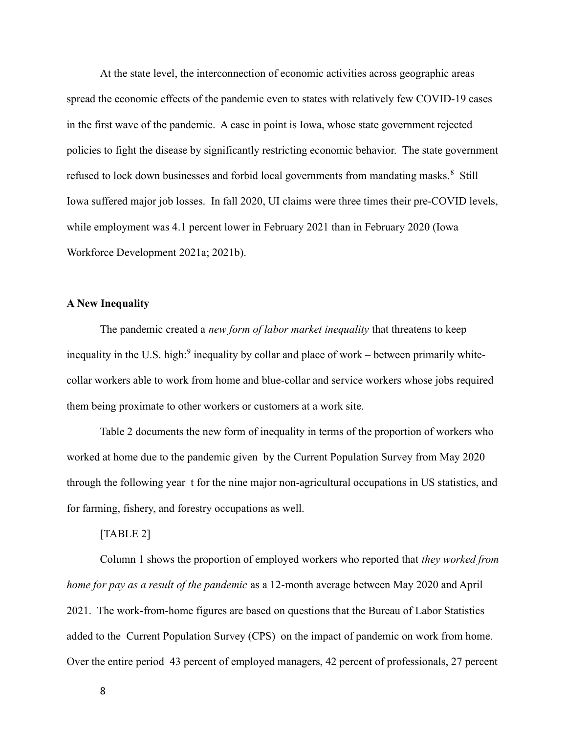At the state level, the interconnection of economic activities across geographic areas spread the economic effects of the pandemic even to states with relatively few COVID-19 cases in the first wave of the pandemic. A case in point is Iowa, whose state government rejected policies to fight the disease by significantly restricting economic behavior. The state government refused to lock down businesses and forbid local governments from mandating masks.[8] Still Iowa suffered major job losses. In fall 2020, UI claims were three times their pre-COVID levels, while employment was 4.1 percent lower in February 2021 than in February 2020 (Iowa Workforce Development 2021a; 2021b).

**A New Inequality**

The pandemic created a *new form of labor market inequality* that threatens to keep inequality in the U.S. high:[9] inequality by collar and place of work – between primarily white-collar workers able to work from home and blue-collar and service workers whose jobs required them being proximate to other workers or customers at a work site.

Table 2 documents the new form of inequality in terms of the proportion of workers who worked at home due to the pandemic given by the Current Population Survey from May 2020 through the following year t for the nine major non-agricultural occupations in US statistics, and for farming, fishery, and forestry occupations as well.

[TABLE 2]

Column 1 shows the proportion of employed workers who reported that *they worked from home for pay as a result of the pandemic* as a 12-month average between May 2020 and April 2021. The work-from-home figures are based on questions that the Bureau of Labor Statistics added to the Current Population Survey (CPS) on the impact of pandemic on work from home. Over the entire period 43 percent of employed managers, 42 percent of professionals, 27 percent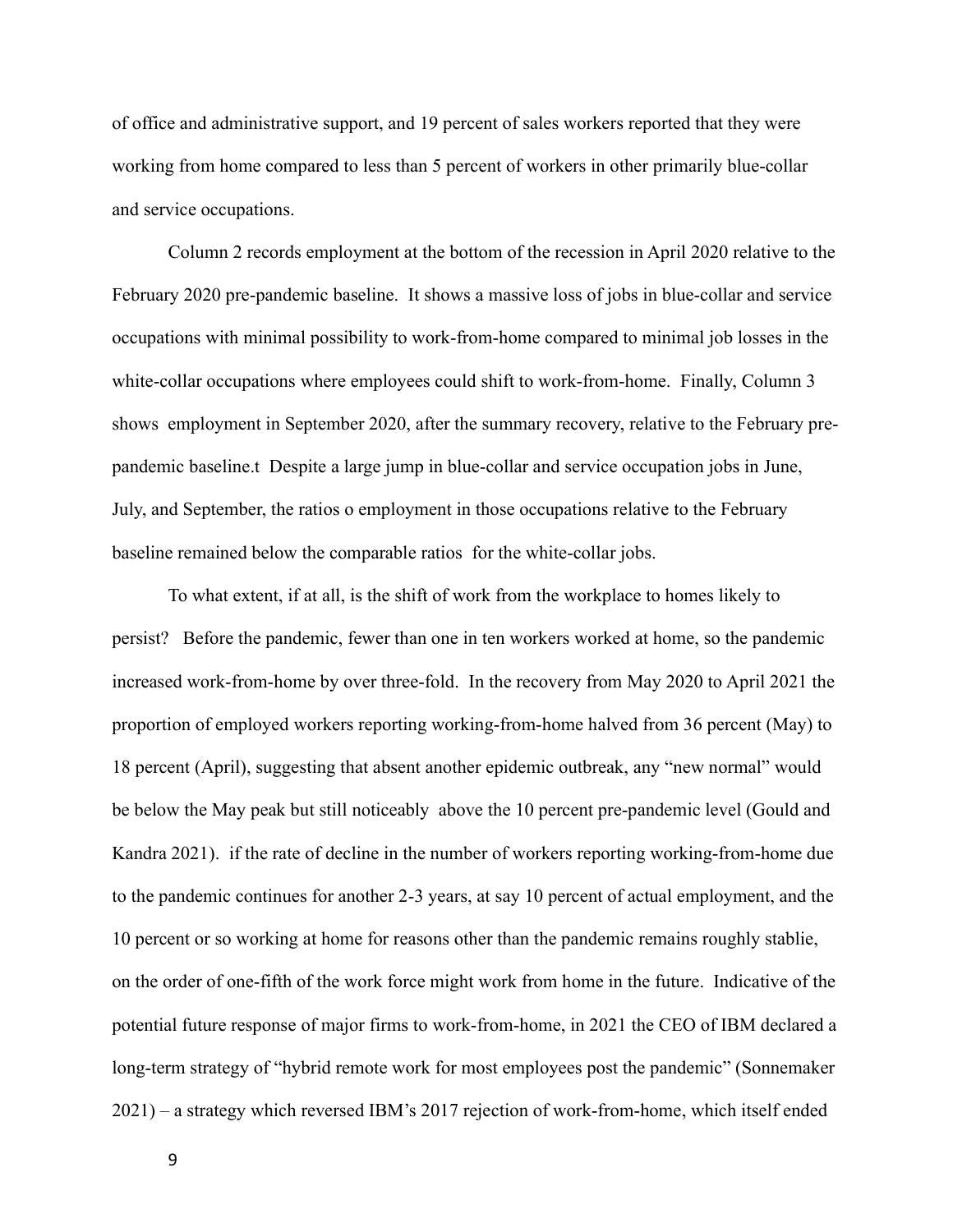of office and administrative support, and 19 percent of sales workers reported that they were working from home compared to less than 5 percent of workers in other primarily blue-collar and service occupations.

Column 2 records employment at the bottom of the recession in April 2020 relative to the February 2020 pre-pandemic baseline. It shows a massive loss of jobs in blue-collar and service occupations with minimal possibility to work-from-home compared to minimal job losses in the white-collar occupations where employees could shift to work-from-home. Finally, Column 3 shows employment in September 2020, after the summary recovery, relative to the February pre-pandemic baseline.t Despite a large jump in blue-collar and service occupation jobs in June, July, and September, the ratios o employment in those occupations relative to the February baseline remained below the comparable ratios for the white-collar jobs.

To what extent, if at all, is the shift of work from the workplace to homes likely to persist? Before the pandemic, fewer than one in ten workers worked at home, so the pandemic increased work-from-home by over three-fold. In the recovery from May 2020 to April 2021 the proportion of employed workers reporting working-from-home halved from 36 percent (May) to 18 percent (April), suggesting that absent another epidemic outbreak, any "new normal" would be below the May peak but still noticeably above the 10 percent pre-pandemic level (Gould and Kandra 2021). if the rate of decline in the number of workers reporting working-from-home due to the pandemic continues for another 2-3 years, at say 10 percent of actual employment, and the 10 percent or so working at home for reasons other than the pandemic remains roughly stablie, on the order of one-fifth of the work force might work from home in the future. Indicative of the potential future response of major firms to work-from-home, in 2021 the CEO of IBM declared a long-term strategy of "hybrid remote work for most employees post the pandemic" (Sonnemaker 2021) – a strategy which reversed IBM's 2017 rejection of work-from-home, which itself ended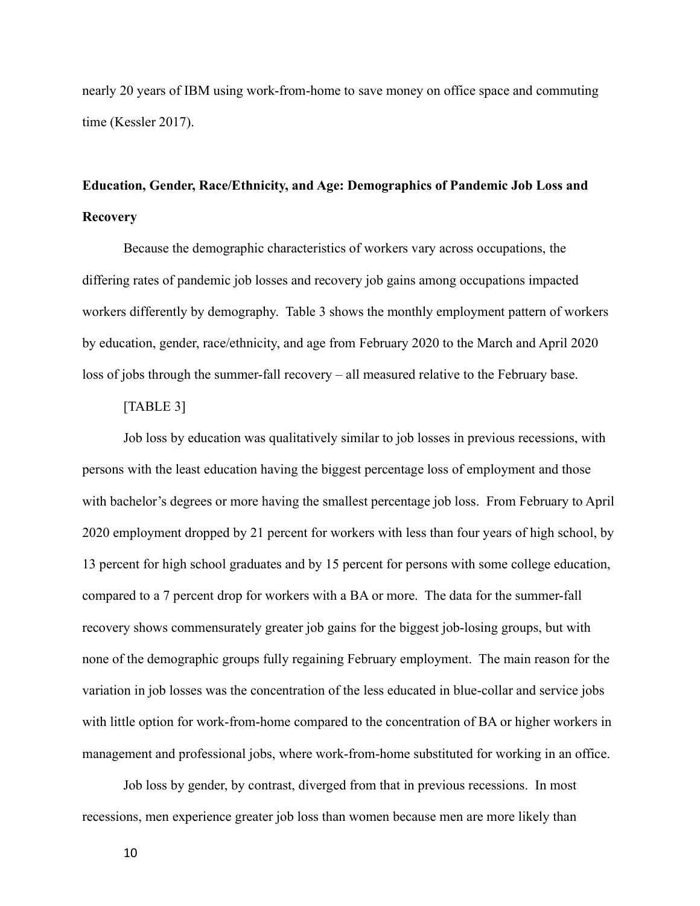nearly 20 years of IBM using work-from-home to save money on office space and commuting time (Kessler 2017).

## Education, Gender, Race/Ethnicity, and Age: Demographics of Pandemic Job Loss and Recovery

Because the demographic characteristics of workers vary across occupations, the differing rates of pandemic job losses and recovery job gains among occupations impacted workers differently by demography. Table 3 shows the monthly employment pattern of workers by education, gender, race/ethnicity, and age from February 2020 to the March and April 2020 loss of jobs through the summer-fall recovery – all measured relative to the February base.

[TABLE 3]

Job loss by education was qualitatively similar to job losses in previous recessions, with persons with the least education having the biggest percentage loss of employment and those with bachelor's degrees or more having the smallest percentage job loss. From February to April 2020 employment dropped by 21 percent for workers with less than four years of high school, by 13 percent for high school graduates and by 15 percent for persons with some college education, compared to a 7 percent drop for workers with a BA or more. The data for the summer-fall recovery shows commensurately greater job gains for the biggest job-losing groups, but with none of the demographic groups fully regaining February employment. The main reason for the variation in job losses was the concentration of the less educated in blue-collar and service jobs with little option for work-from-home compared to the concentration of BA or higher workers in management and professional jobs, where work-from-home substituted for working in an office.

Job loss by gender, by contrast, diverged from that in previous recessions. In most recessions, men experience greater job loss than women because men are more likely than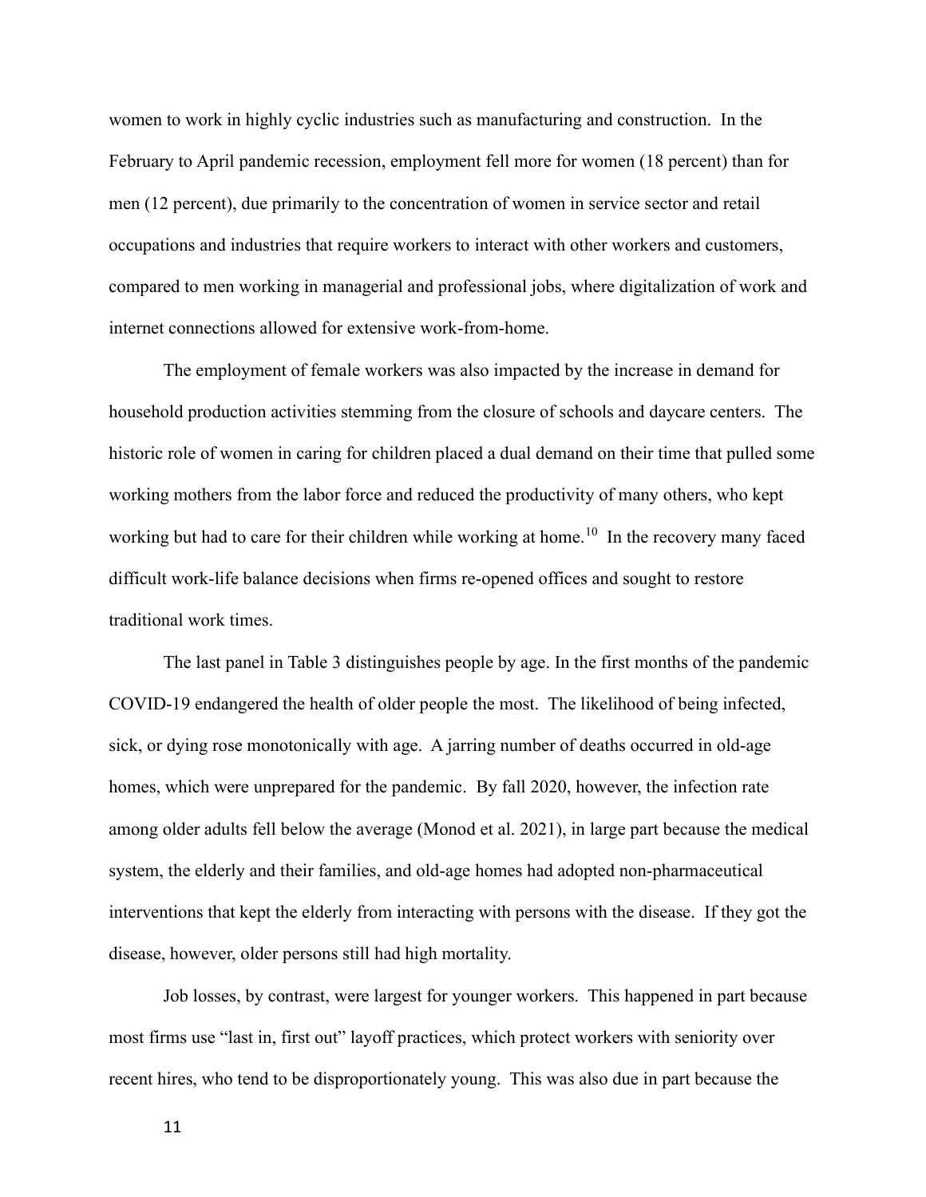women to work in highly cyclic industries such as manufacturing and construction. In the February to April pandemic recession, employment fell more for women (18 percent) than for men (12 percent), due primarily to the concentration of women in service sector and retail occupations and industries that require workers to interact with other workers and customers, compared to men working in managerial and professional jobs, where digitalization of work and internet connections allowed for extensive work-from-home.

The employment of female workers was also impacted by the increase in demand for household production activities stemming from the closure of schools and daycare centers. The historic role of women in caring for children placed a dual demand on their time that pulled some working mothers from the labor force and reduced the productivity of many others, who kept working but had to care for their children while working at home.[10] In the recovery many faced difficult work-life balance decisions when firms re-opened offices and sought to restore traditional work times.

The last panel in Table 3 distinguishes people by age. In the first months of the pandemic COVID-19 endangered the health of older people the most. The likelihood of being infected, sick, or dying rose monotonically with age. A jarring number of deaths occurred in old-age homes, which were unprepared for the pandemic. By fall 2020, however, the infection rate among older adults fell below the average (Monod et al. 2021), in large part because the medical system, the elderly and their families, and old-age homes had adopted non-pharmaceutical interventions that kept the elderly from interacting with persons with the disease. If they got the disease, however, older persons still had high mortality.

Job losses, by contrast, were largest for younger workers. This happened in part because most firms use "last in, first out" layoff practices, which protect workers with seniority over recent hires, who tend to be disproportionately young. This was also due in part because the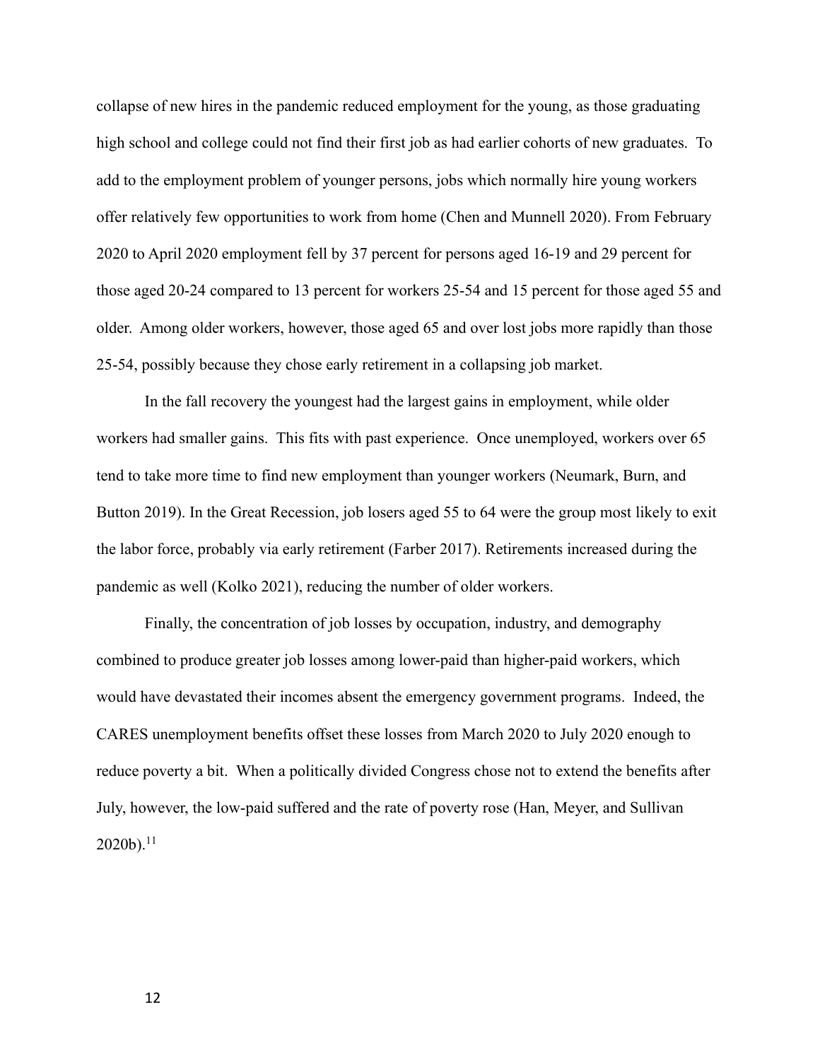collapse of new hires in the pandemic reduced employment for the young, as those graduating high school and college could not find their first job as had earlier cohorts of new graduates. To add to the employment problem of younger persons, jobs which normally hire young workers offer relatively few opportunities to work from home (Chen and Munnell 2020). From February 2020 to April 2020 employment fell by 37 percent for persons aged 16-19 and 29 percent for those aged 20-24 compared to 13 percent for workers 25-54 and 15 percent for those aged 55 and older. Among older workers, however, those aged 65 and over lost jobs more rapidly than those 25-54, possibly because they chose early retirement in a collapsing job market.

In the fall recovery the youngest had the largest gains in employment, while older workers had smaller gains. This fits with past experience. Once unemployed, workers over 65 tend to take more time to find new employment than younger workers (Neumark, Burn, and Button 2019). In the Great Recession, job losers aged 55 to 64 were the group most likely to exit the labor force, probably via early retirement (Farber 2017). Retirements increased during the pandemic as well (Kolko 2021), reducing the number of older workers.

Finally, the concentration of job losses by occupation, industry, and demography combined to produce greater job losses among lower-paid than higher-paid workers, which would have devastated their incomes absent the emergency government programs. Indeed, the CARES unemployment benefits offset these losses from March 2020 to July 2020 enough to reduce poverty a bit. When a politically divided Congress chose not to extend the benefits after July, however, the low-paid suffered and the rate of poverty rose (Han, Meyer, and Sullivan 2020b).[11]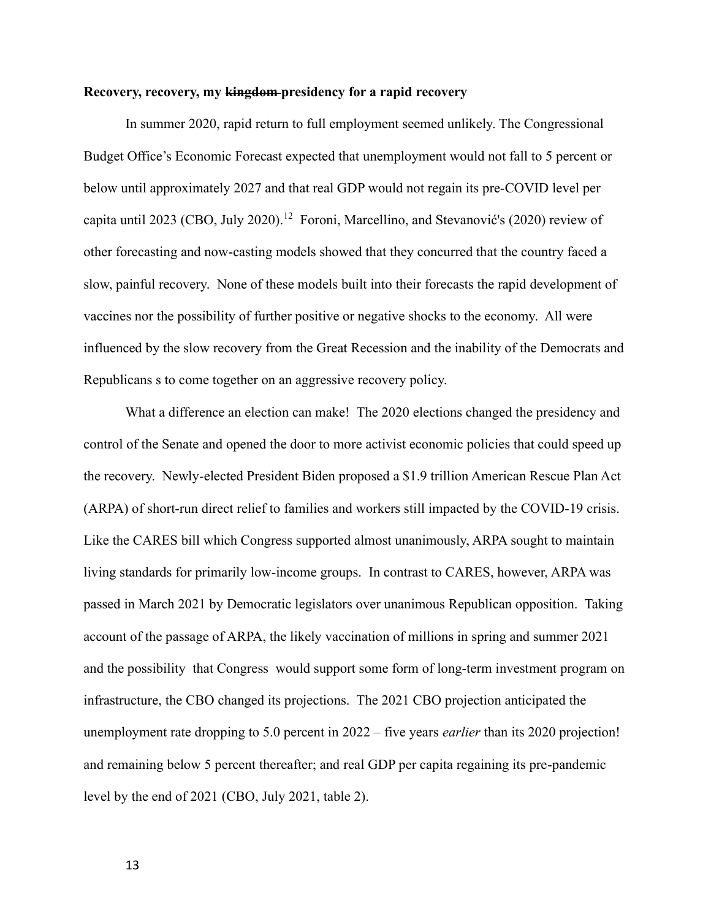**Recovery, recovery, my ~~kingdom~~ presidency for a rapid recovery**

In summer 2020, rapid return to full employment seemed unlikely. The Congressional Budget Office's Economic Forecast expected that unemployment would not fall to 5 percent or below until approximately 2027 and that real GDP would not regain its pre-COVID level per capita until 2023 (CBO, July 2020).[12] Foroni, Marcellino, and Stevanović's (2020) review of other forecasting and now-casting models showed that they concurred that the country faced a slow, painful recovery. None of these models built into their forecasts the rapid development of vaccines nor the possibility of further positive or negative shocks to the economy. All were influenced by the slow recovery from the Great Recession and the inability of the Democrats and Republicans s to come together on an aggressive recovery policy.

What a difference an election can make! The 2020 elections changed the presidency and control of the Senate and opened the door to more activist economic policies that could speed up the recovery. Newly-elected President Biden proposed a $1.9 trillion American Rescue Plan Act (ARPA) of short-run direct relief to families and workers still impacted by the COVID-19 crisis. Like the CARES bill which Congress supported almost unanimously, ARPA sought to maintain living standards for primarily low-income groups. In contrast to CARES, however, ARPA was passed in March 2021 by Democratic legislators over unanimous Republican opposition. Taking account of the passage of ARPA, the likely vaccination of millions in spring and summer 2021 and the possibility that Congress would support some form of long-term investment program on infrastructure, the CBO changed its projections. The 2021 CBO projection anticipated the unemployment rate dropping to 5.0 percent in 2022 – five years *earlier* than its 2020 projection! and remaining below 5 percent thereafter; and real GDP per capita regaining its pre-pandemic level by the end of 2021 (CBO, July 2021, table 2).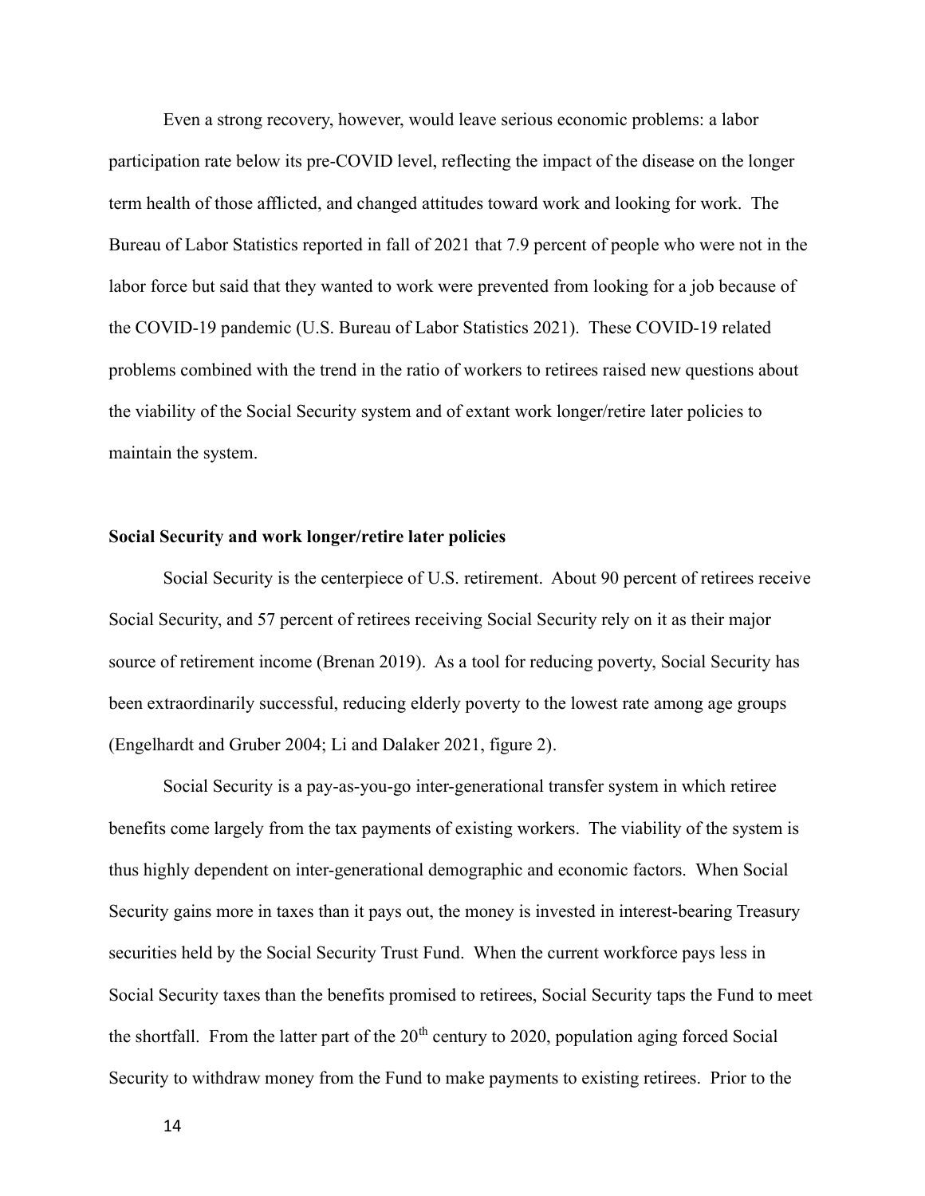Even a strong recovery, however, would leave serious economic problems: a labor participation rate below its pre-COVID level, reflecting the impact of the disease on the longer term health of those afflicted, and changed attitudes toward work and looking for work. The Bureau of Labor Statistics reported in fall of 2021 that 7.9 percent of people who were not in the labor force but said that they wanted to work were prevented from looking for a job because of the COVID-19 pandemic (U.S. Bureau of Labor Statistics 2021). These COVID-19 related problems combined with the trend in the ratio of workers to retirees raised new questions about the viability of the Social Security system and of extant work longer/retire later policies to maintain the system.

**Social Security and work longer/retire later policies**

Social Security is the centerpiece of U.S. retirement. About 90 percent of retirees receive Social Security, and 57 percent of retirees receiving Social Security rely on it as their major source of retirement income (Brenan 2019). As a tool for reducing poverty, Social Security has been extraordinarily successful, reducing elderly poverty to the lowest rate among age groups (Engelhardt and Gruber 2004; Li and Dalaker 2021, figure 2).

Social Security is a pay-as-you-go inter-generational transfer system in which retiree benefits come largely from the tax payments of existing workers. The viability of the system is thus highly dependent on inter-generational demographic and economic factors. When Social Security gains more in taxes than it pays out, the money is invested in interest-bearing Treasury securities held by the Social Security Trust Fund. When the current workforce pays less in Social Security taxes than the benefits promised to retirees, Social Security taps the Fund to meet the shortfall. From the latter part of the 20th century to 2020, population aging forced Social Security to withdraw money from the Fund to make payments to existing retirees. Prior to the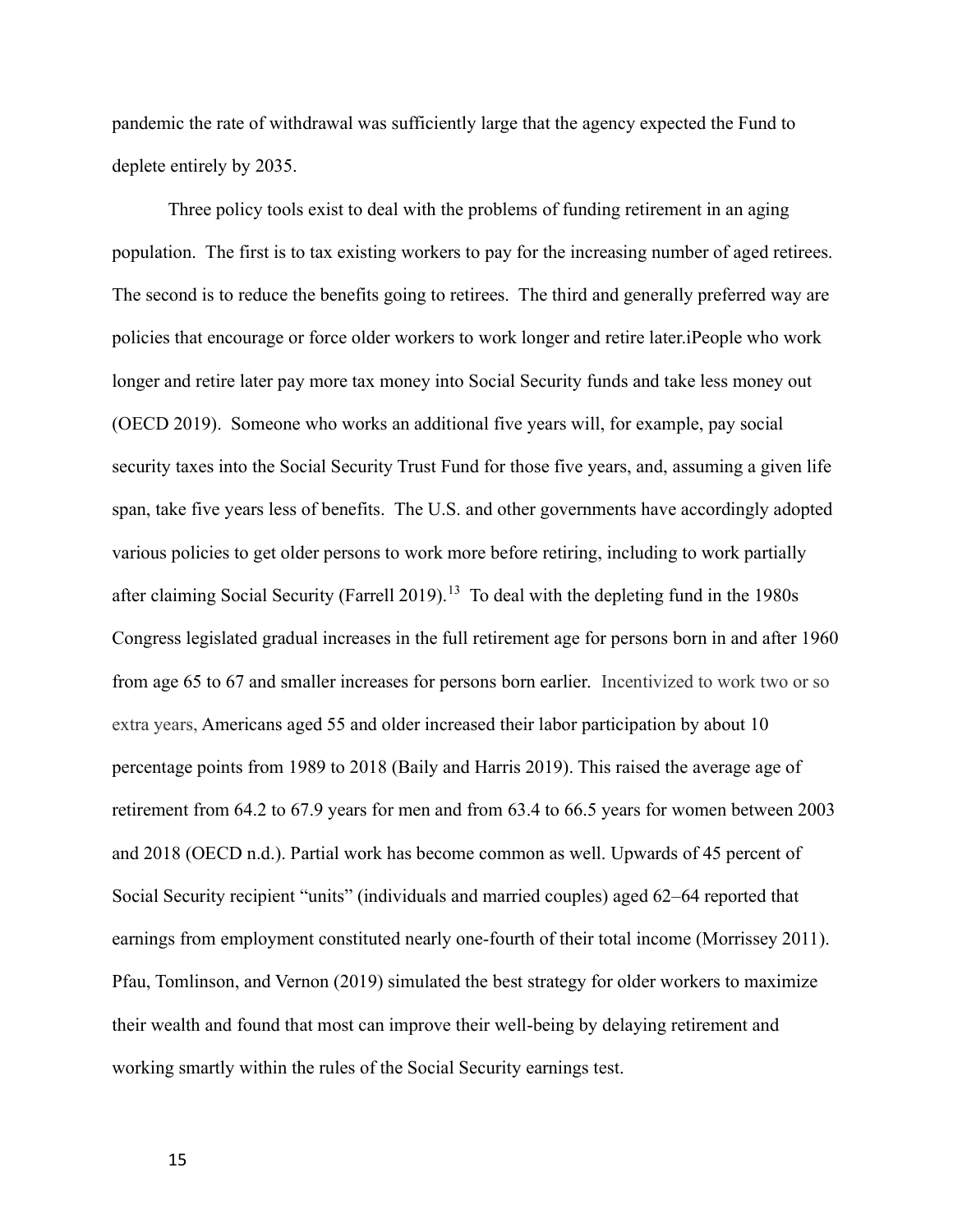pandemic the rate of withdrawal was sufficiently large that the agency expected the Fund to deplete entirely by 2035.

Three policy tools exist to deal with the problems of funding retirement in an aging population. The first is to tax existing workers to pay for the increasing number of aged retirees. The second is to reduce the benefits going to retirees. The third and generally preferred way are policies that encourage or force older workers to work longer and retire later.iPeople who work longer and retire later pay more tax money into Social Security funds and take less money out (OECD 2019). Someone who works an additional five years will, for example, pay social security taxes into the Social Security Trust Fund for those five years, and, assuming a given life span, take five years less of benefits. The U.S. and other governments have accordingly adopted various policies to get older persons to work more before retiring, including to work partially after claiming Social Security (Farrell 2019).[13] To deal with the depleting fund in the 1980s Congress legislated gradual increases in the full retirement age for persons born in and after 1960 from age 65 to 67 and smaller increases for persons born earlier. Incentivized to work two or so extra years, Americans aged 55 and older increased their labor participation by about 10 percentage points from 1989 to 2018 (Baily and Harris 2019). This raised the average age of retirement from 64.2 to 67.9 years for men and from 63.4 to 66.5 years for women between 2003 and 2018 (OECD n.d.). Partial work has become common as well. Upwards of 45 percent of Social Security recipient "units" (individuals and married couples) aged 62–64 reported that earnings from employment constituted nearly one-fourth of their total income (Morrissey 2011). Pfau, Tomlinson, and Vernon (2019) simulated the best strategy for older workers to maximize their wealth and found that most can improve their well-being by delaying retirement and working smartly within the rules of the Social Security earnings test.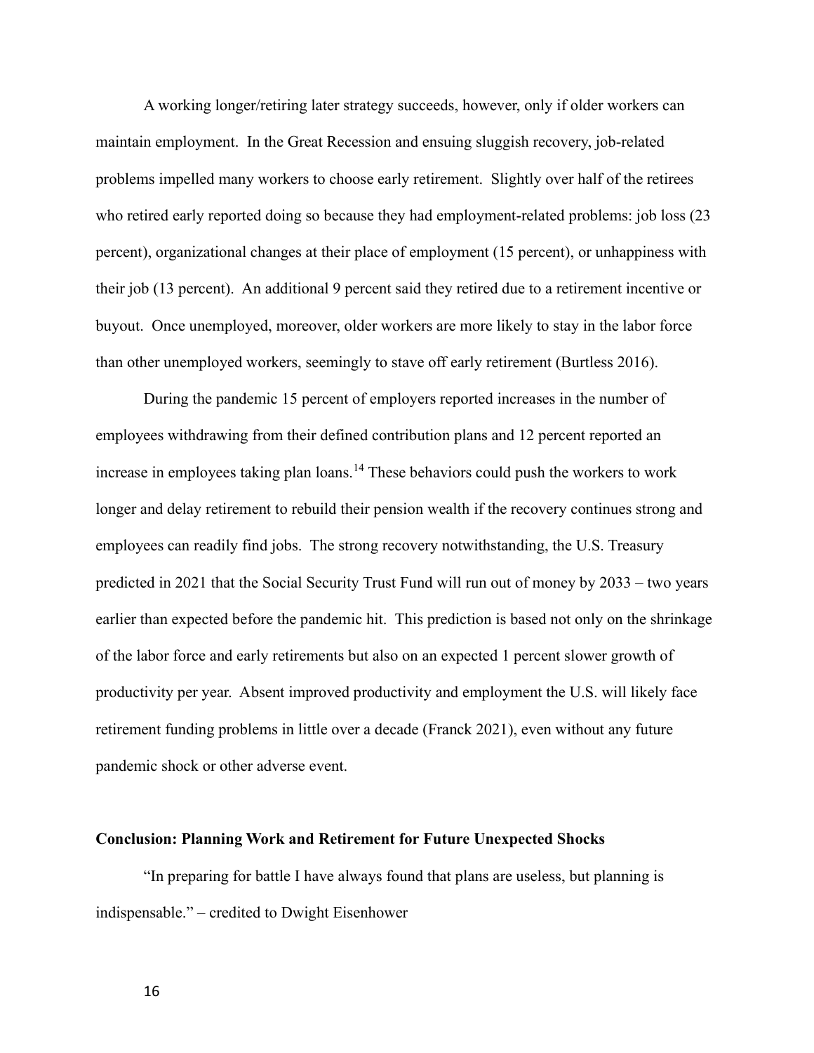A working longer/retiring later strategy succeeds, however, only if older workers can maintain employment. In the Great Recession and ensuing sluggish recovery, job-related problems impelled many workers to choose early retirement. Slightly over half of the retirees who retired early reported doing so because they had employment-related problems: job loss (23 percent), organizational changes at their place of employment (15 percent), or unhappiness with their job (13 percent). An additional 9 percent said they retired due to a retirement incentive or buyout. Once unemployed, moreover, older workers are more likely to stay in the labor force than other unemployed workers, seemingly to stave off early retirement (Burtless 2016).

During the pandemic 15 percent of employers reported increases in the number of employees withdrawing from their defined contribution plans and 12 percent reported an increase in employees taking plan loans.[14] These behaviors could push the workers to work longer and delay retirement to rebuild their pension wealth if the recovery continues strong and employees can readily find jobs. The strong recovery notwithstanding, the U.S. Treasury predicted in 2021 that the Social Security Trust Fund will run out of money by 2033 – two years earlier than expected before the pandemic hit. This prediction is based not only on the shrinkage of the labor force and early retirements but also on an expected 1 percent slower growth of productivity per year. Absent improved productivity and employment the U.S. will likely face retirement funding problems in little over a decade (Franck 2021), even without any future pandemic shock or other adverse event.

## Conclusion: Planning Work and Retirement for Future Unexpected Shocks

"In preparing for battle I have always found that plans are useless, but planning is indispensable." – credited to Dwight Eisenhower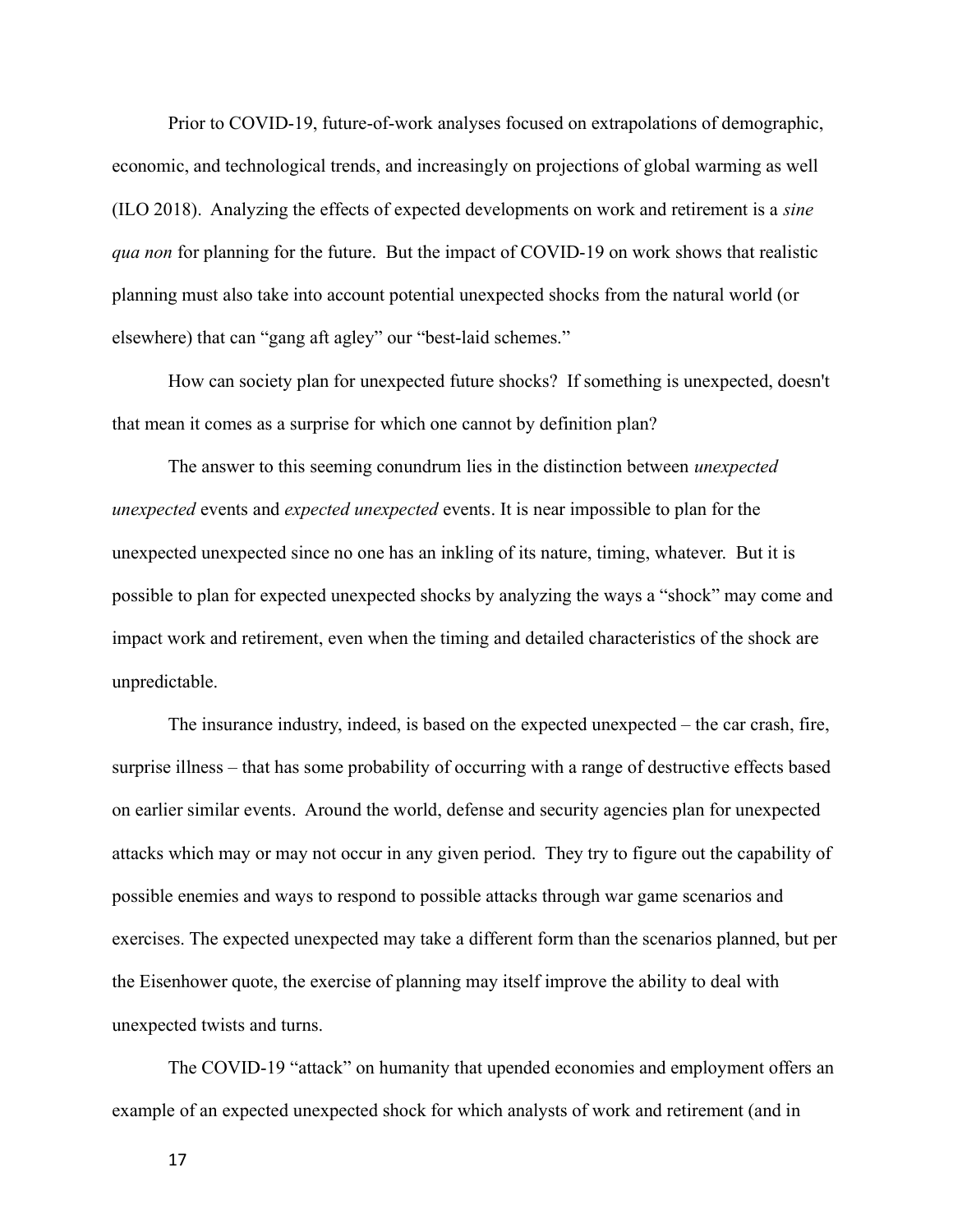Prior to COVID-19, future-of-work analyses focused on extrapolations of demographic, economic, and technological trends, and increasingly on projections of global warming as well (ILO 2018). Analyzing the effects of expected developments on work and retirement is a *sine qua non* for planning for the future. But the impact of COVID-19 on work shows that realistic planning must also take into account potential unexpected shocks from the natural world (or elsewhere) that can "gang aft agley" our "best-laid schemes."

How can society plan for unexpected future shocks? If something is unexpected, doesn't that mean it comes as a surprise for which one cannot by definition plan?

The answer to this seeming conundrum lies in the distinction between *unexpected unexpected* events and *expected unexpected* events. It is near impossible to plan for the unexpected unexpected since no one has an inkling of its nature, timing, whatever. But it is possible to plan for expected unexpected shocks by analyzing the ways a "shock" may come and impact work and retirement, even when the timing and detailed characteristics of the shock are unpredictable.

The insurance industry, indeed, is based on the expected unexpected – the car crash, fire, surprise illness – that has some probability of occurring with a range of destructive effects based on earlier similar events. Around the world, defense and security agencies plan for unexpected attacks which may or may not occur in any given period. They try to figure out the capability of possible enemies and ways to respond to possible attacks through war game scenarios and exercises. The expected unexpected may take a different form than the scenarios planned, but per the Eisenhower quote, the exercise of planning may itself improve the ability to deal with unexpected twists and turns.

The COVID-19 "attack" on humanity that upended economies and employment offers an example of an expected unexpected shock for which analysts of work and retirement (and in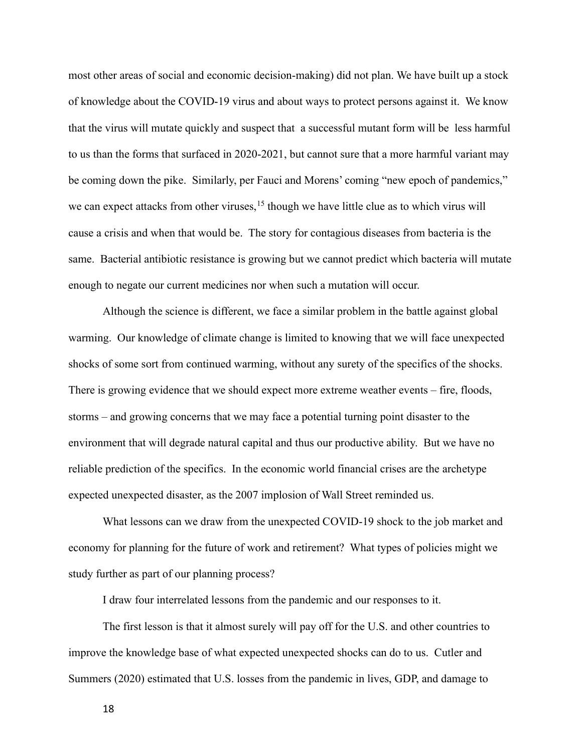most other areas of social and economic decision-making) did not plan. We have built up a stock of knowledge about the COVID-19 virus and about ways to protect persons against it. We know that the virus will mutate quickly and suspect that a successful mutant form will be less harmful to us than the forms that surfaced in 2020-2021, but cannot sure that a more harmful variant may be coming down the pike. Similarly, per Fauci and Morens' coming "new epoch of pandemics," we can expect attacks from other viruses,[15] though we have little clue as to which virus will cause a crisis and when that would be. The story for contagious diseases from bacteria is the same. Bacterial antibiotic resistance is growing but we cannot predict which bacteria will mutate enough to negate our current medicines nor when such a mutation will occur.

Although the science is different, we face a similar problem in the battle against global warming. Our knowledge of climate change is limited to knowing that we will face unexpected shocks of some sort from continued warming, without any surety of the specifics of the shocks. There is growing evidence that we should expect more extreme weather events – fire, floods, storms – and growing concerns that we may face a potential turning point disaster to the environment that will degrade natural capital and thus our productive ability. But we have no reliable prediction of the specifics. In the economic world financial crises are the archetype expected unexpected disaster, as the 2007 implosion of Wall Street reminded us.

What lessons can we draw from the unexpected COVID-19 shock to the job market and economy for planning for the future of work and retirement? What types of policies might we study further as part of our planning process?

I draw four interrelated lessons from the pandemic and our responses to it.

The first lesson is that it almost surely will pay off for the U.S. and other countries to improve the knowledge base of what expected unexpected shocks can do to us. Cutler and Summers (2020) estimated that U.S. losses from the pandemic in lives, GDP, and damage to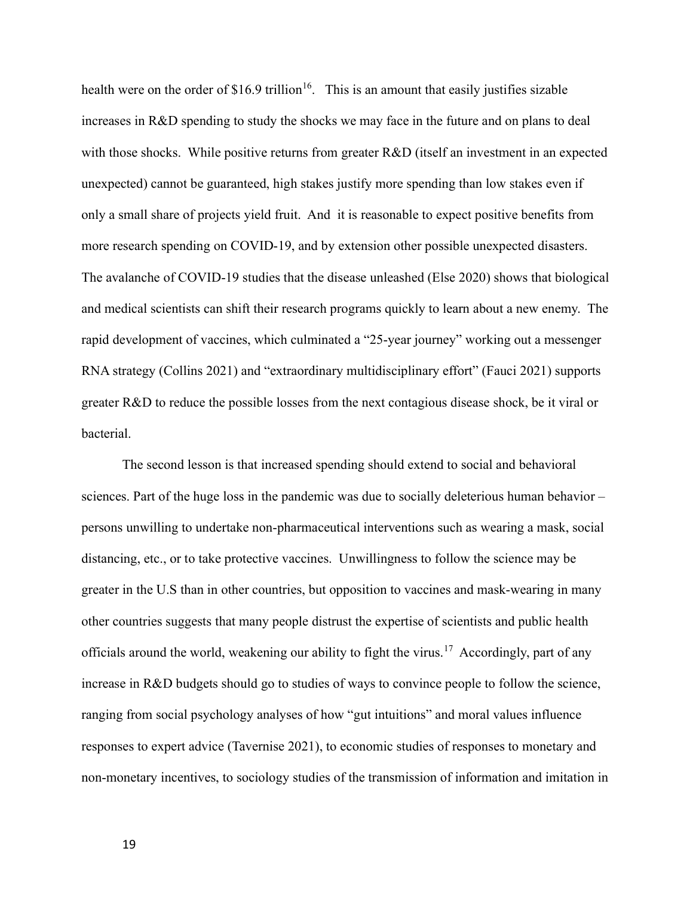health were on the order of $16.9 trillion[16]. This is an amount that easily justifies sizable increases in R&D spending to study the shocks we may face in the future and on plans to deal with those shocks. While positive returns from greater R&D (itself an investment in an expected unexpected) cannot be guaranteed, high stakes justify more spending than low stakes even if only a small share of projects yield fruit. And it is reasonable to expect positive benefits from more research spending on COVID-19, and by extension other possible unexpected disasters. The avalanche of COVID-19 studies that the disease unleashed (Else 2020) shows that biological and medical scientists can shift their research programs quickly to learn about a new enemy. The rapid development of vaccines, which culminated a "25-year journey" working out a messenger RNA strategy (Collins 2021) and "extraordinary multidisciplinary effort" (Fauci 2021) supports greater R&D to reduce the possible losses from the next contagious disease shock, be it viral or bacterial.

The second lesson is that increased spending should extend to social and behavioral sciences. Part of the huge loss in the pandemic was due to socially deleterious human behavior – persons unwilling to undertake non-pharmaceutical interventions such as wearing a mask, social distancing, etc., or to take protective vaccines. Unwillingness to follow the science may be greater in the U.S than in other countries, but opposition to vaccines and mask-wearing in many other countries suggests that many people distrust the expertise of scientists and public health officials around the world, weakening our ability to fight the virus.[17] Accordingly, part of any increase in R&D budgets should go to studies of ways to convince people to follow the science, ranging from social psychology analyses of how "gut intuitions" and moral values influence responses to expert advice (Tavernise 2021), to economic studies of responses to monetary and non-monetary incentives, to sociology studies of the transmission of information and imitation in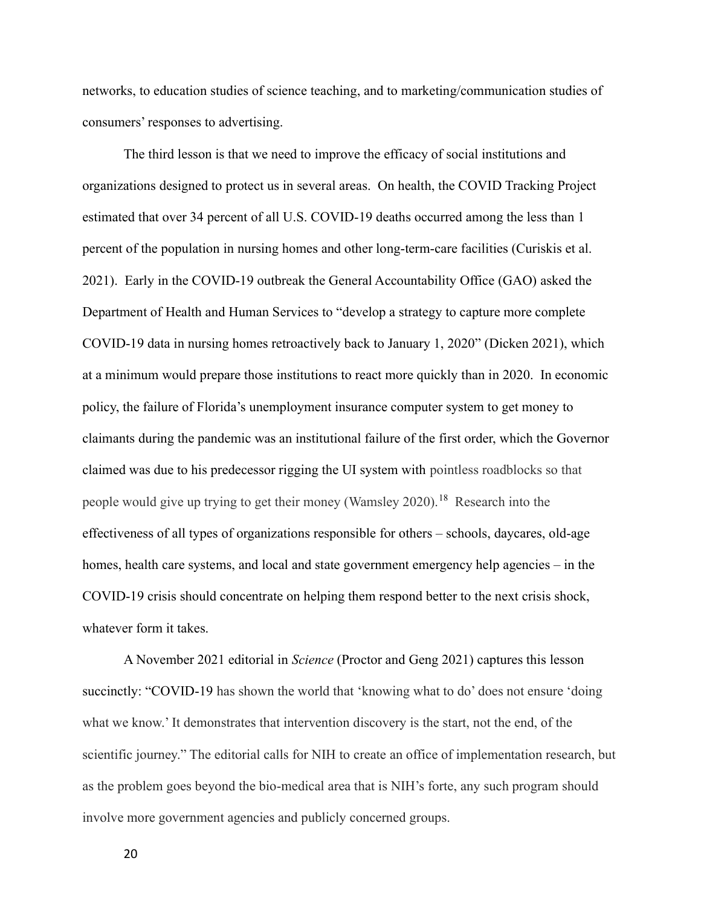networks, to education studies of science teaching, and to marketing/communication studies of consumers' responses to advertising.

The third lesson is that we need to improve the efficacy of social institutions and organizations designed to protect us in several areas. On health, the COVID Tracking Project estimated that over 34 percent of all U.S. COVID-19 deaths occurred among the less than 1 percent of the population in nursing homes and other long-term-care facilities (Curiskis et al. 2021). Early in the COVID-19 outbreak the General Accountability Office (GAO) asked the Department of Health and Human Services to "develop a strategy to capture more complete COVID-19 data in nursing homes retroactively back to January 1, 2020" (Dicken 2021), which at a minimum would prepare those institutions to react more quickly than in 2020. In economic policy, the failure of Florida's unemployment insurance computer system to get money to claimants during the pandemic was an institutional failure of the first order, which the Governor claimed was due to his predecessor rigging the UI system with pointless roadblocks so that people would give up trying to get their money (Wamsley 2020).[18] Research into the effectiveness of all types of organizations responsible for others – schools, daycares, old-age homes, health care systems, and local and state government emergency help agencies – in the COVID-19 crisis should concentrate on helping them respond better to the next crisis shock, whatever form it takes.

A November 2021 editorial in *Science* (Proctor and Geng 2021) captures this lesson succinctly: "COVID-19 has shown the world that 'knowing what to do' does not ensure 'doing what we know.' It demonstrates that intervention discovery is the start, not the end, of the scientific journey." The editorial calls for NIH to create an office of implementation research, but as the problem goes beyond the bio-medical area that is NIH's forte, any such program should involve more government agencies and publicly concerned groups.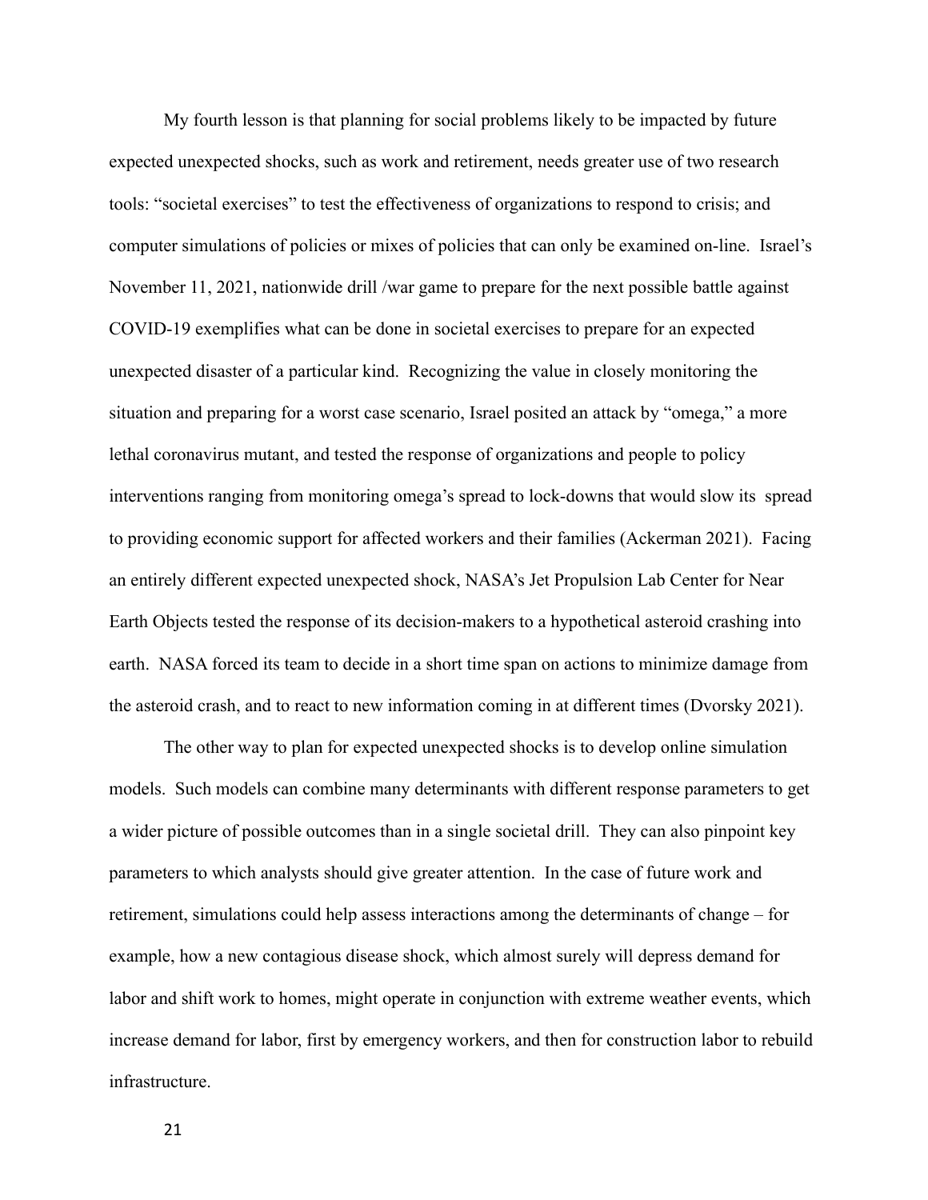My fourth lesson is that planning for social problems likely to be impacted by future expected unexpected shocks, such as work and retirement, needs greater use of two research tools: "societal exercises" to test the effectiveness of organizations to respond to crisis; and computer simulations of policies or mixes of policies that can only be examined on-line. Israel's November 11, 2021, nationwide drill /war game to prepare for the next possible battle against COVID-19 exemplifies what can be done in societal exercises to prepare for an expected unexpected disaster of a particular kind. Recognizing the value in closely monitoring the situation and preparing for a worst case scenario, Israel posited an attack by "omega," a more lethal coronavirus mutant, and tested the response of organizations and people to policy interventions ranging from monitoring omega's spread to lock-downs that would slow its spread to providing economic support for affected workers and their families (Ackerman 2021). Facing an entirely different expected unexpected shock, NASA's Jet Propulsion Lab Center for Near Earth Objects tested the response of its decision-makers to a hypothetical asteroid crashing into earth. NASA forced its team to decide in a short time span on actions to minimize damage from the asteroid crash, and to react to new information coming in at different times (Dvorsky 2021).

The other way to plan for expected unexpected shocks is to develop online simulation models. Such models can combine many determinants with different response parameters to get a wider picture of possible outcomes than in a single societal drill. They can also pinpoint key parameters to which analysts should give greater attention. In the case of future work and retirement, simulations could help assess interactions among the determinants of change – for example, how a new contagious disease shock, which almost surely will depress demand for labor and shift work to homes, might operate in conjunction with extreme weather events, which increase demand for labor, first by emergency workers, and then for construction labor to rebuild infrastructure.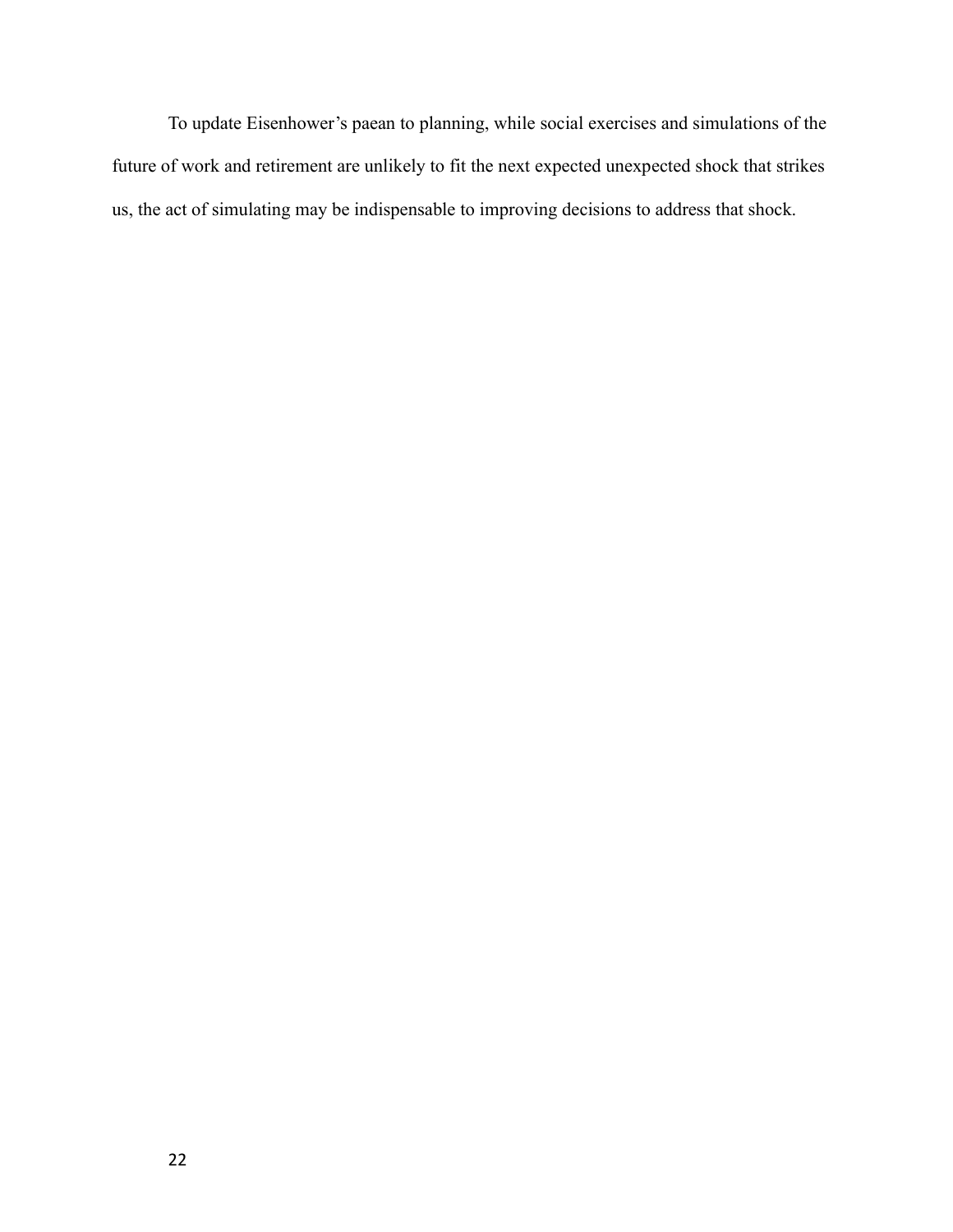To update Eisenhower's paean to planning, while social exercises and simulations of the future of work and retirement are unlikely to fit the next expected unexpected shock that strikes us, the act of simulating may be indispensable to improving decisions to address that shock.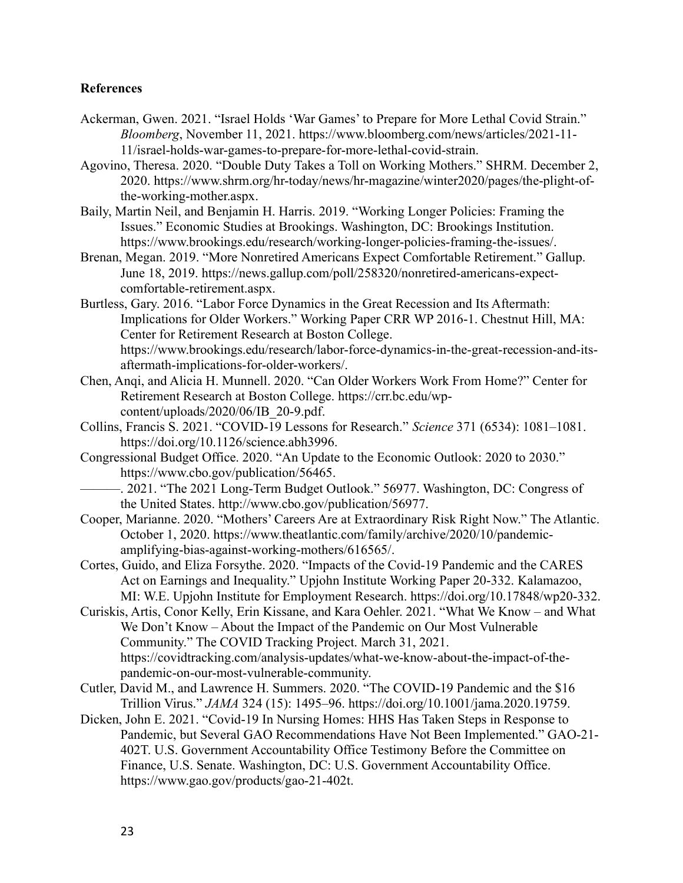**References**

Ackerman, Gwen. 2021. "Israel Holds 'War Games' to Prepare for More Lethal Covid Strain." *Bloomberg*, November 11, 2021. https://www.bloomberg.com/news/articles/2021-11-11/israel-holds-war-games-to-prepare-for-more-lethal-covid-strain.

Agovino, Theresa. 2020. "Double Duty Takes a Toll on Working Mothers." SHRM. December 2, 2020. https://www.shrm.org/hr-today/news/hr-magazine/winter2020/pages/the-plight-of-the-working-mother.aspx.

Baily, Martin Neil, and Benjamin H. Harris. 2019. "Working Longer Policies: Framing the Issues." Economic Studies at Brookings. Washington, DC: Brookings Institution. https://www.brookings.edu/research/working-longer-policies-framing-the-issues/.

Brenan, Megan. 2019. "More Nonretired Americans Expect Comfortable Retirement." Gallup. June 18, 2019. https://news.gallup.com/poll/258320/nonretired-americans-expect-comfortable-retirement.aspx.

Burtless, Gary. 2016. "Labor Force Dynamics in the Great Recession and Its Aftermath: Implications for Older Workers." Working Paper CRR WP 2016-1. Chestnut Hill, MA: Center for Retirement Research at Boston College. https://www.brookings.edu/research/labor-force-dynamics-in-the-great-recession-and-its-aftermath-implications-for-older-workers/.

Chen, Anqi, and Alicia H. Munnell. 2020. "Can Older Workers Work From Home?" Center for Retirement Research at Boston College. https://crr.bc.edu/wp-content/uploads/2020/06/IB_20-9.pdf.

Collins, Francis S. 2021. "COVID-19 Lessons for Research." *Science* 371 (6534): 1081–1081. https://doi.org/10.1126/science.abh3996.

Congressional Budget Office. 2020. "An Update to the Economic Outlook: 2020 to 2030." https://www.cbo.gov/publication/56465.

———. 2021. "The 2021 Long-Term Budget Outlook." 56977. Washington, DC: Congress of the United States. http://www.cbo.gov/publication/56977.

Cooper, Marianne. 2020. "Mothers' Careers Are at Extraordinary Risk Right Now." The Atlantic. October 1, 2020. https://www.theatlantic.com/family/archive/2020/10/pandemic-amplifying-bias-against-working-mothers/616565/.

Cortes, Guido, and Eliza Forsythe. 2020. "Impacts of the Covid-19 Pandemic and the CARES Act on Earnings and Inequality." Upjohn Institute Working Paper 20-332. Kalamazoo, MI: W.E. Upjohn Institute for Employment Research. https://doi.org/10.17848/wp20-332.

Curiskis, Artis, Conor Kelly, Erin Kissane, and Kara Oehler. 2021. "What We Know – and What We Don't Know – About the Impact of the Pandemic on Our Most Vulnerable Community." The COVID Tracking Project. March 31, 2021. https://covidtracking.com/analysis-updates/what-we-know-about-the-impact-of-the-pandemic-on-our-most-vulnerable-community.

Cutler, David M., and Lawrence H. Summers. 2020. "The COVID-19 Pandemic and the $16 Trillion Virus." *JAMA* 324 (15): 1495–96. https://doi.org/10.1001/jama.2020.19759.

Dicken, John E. 2021. "Covid-19 In Nursing Homes: HHS Has Taken Steps in Response to Pandemic, but Several GAO Recommendations Have Not Been Implemented." GAO-21-402T. U.S. Government Accountability Office Testimony Before the Committee on Finance, U.S. Senate. Washington, DC: U.S. Government Accountability Office. https://www.gao.gov/products/gao-21-402t.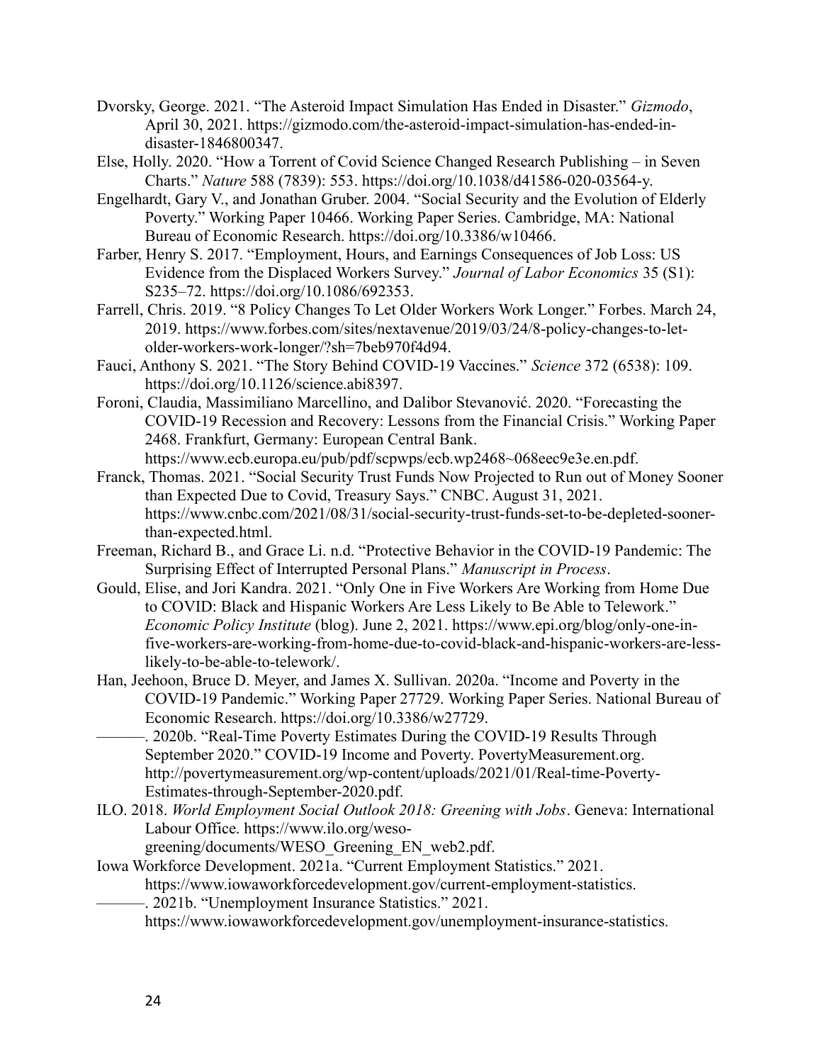Dvorsky, George. 2021. "The Asteroid Impact Simulation Has Ended in Disaster." *Gizmodo*, April 30, 2021. https://gizmodo.com/the-asteroid-impact-simulation-has-ended-in-disaster-1846800347.

Else, Holly. 2020. "How a Torrent of Covid Science Changed Research Publishing – in Seven Charts." *Nature* 588 (7839): 553. https://doi.org/10.1038/d41586-020-03564-y.

Engelhardt, Gary V., and Jonathan Gruber. 2004. "Social Security and the Evolution of Elderly Poverty." Working Paper 10466. Working Paper Series. Cambridge, MA: National Bureau of Economic Research. https://doi.org/10.3386/w10466.

Farber, Henry S. 2017. "Employment, Hours, and Earnings Consequences of Job Loss: US Evidence from the Displaced Workers Survey." *Journal of Labor Economics* 35 (S1): S235–72. https://doi.org/10.1086/692353.

Farrell, Chris. 2019. "8 Policy Changes To Let Older Workers Work Longer." Forbes. March 24, 2019. https://www.forbes.com/sites/nextavenue/2019/03/24/8-policy-changes-to-let-older-workers-work-longer/?sh=7beb970f4d94.

Fauci, Anthony S. 2021. "The Story Behind COVID-19 Vaccines." *Science* 372 (6538): 109. https://doi.org/10.1126/science.abi8397.

Foroni, Claudia, Massimiliano Marcellino, and Dalibor Stevanović. 2020. "Forecasting the COVID-19 Recession and Recovery: Lessons from the Financial Crisis." Working Paper 2468. Frankfurt, Germany: European Central Bank. https://www.ecb.europa.eu/pub/pdf/scpwps/ecb.wp2468~068eec9e3e.en.pdf.

Franck, Thomas. 2021. "Social Security Trust Funds Now Projected to Run out of Money Sooner than Expected Due to Covid, Treasury Says." CNBC. August 31, 2021. https://www.cnbc.com/2021/08/31/social-security-trust-funds-set-to-be-depleted-sooner-than-expected.html.

Freeman, Richard B., and Grace Li. n.d. "Protective Behavior in the COVID-19 Pandemic: The Surprising Effect of Interrupted Personal Plans." *Manuscript in Process*.

Gould, Elise, and Jori Kandra. 2021. "Only One in Five Workers Are Working from Home Due to COVID: Black and Hispanic Workers Are Less Likely to Be Able to Telework." *Economic Policy Institute* (blog). June 2, 2021. https://www.epi.org/blog/only-one-in-five-workers-are-working-from-home-due-to-covid-black-and-hispanic-workers-are-less-likely-to-be-able-to-telework/.

Han, Jeehoon, Bruce D. Meyer, and James X. Sullivan. 2020a. "Income and Poverty in the COVID-19 Pandemic." Working Paper 27729. Working Paper Series. National Bureau of Economic Research. https://doi.org/10.3386/w27729.

———. 2020b. "Real-Time Poverty Estimates During the COVID-19 Results Through September 2020." COVID-19 Income and Poverty. PovertyMeasurement.org. http://povertymeasurement.org/wp-content/uploads/2021/01/Real-time-Poverty-Estimates-through-September-2020.pdf.

ILO. 2018. *World Employment Social Outlook 2018: Greening with Jobs*. Geneva: International Labour Office. https://www.ilo.org/weso-greening/documents/WESO_Greening_EN_web2.pdf.

Iowa Workforce Development. 2021a. "Current Employment Statistics." 2021. https://www.iowaworkforcedevelopment.gov/current-employment-statistics.

———. 2021b. "Unemployment Insurance Statistics." 2021. https://www.iowaworkforcedevelopment.gov/unemployment-insurance-statistics.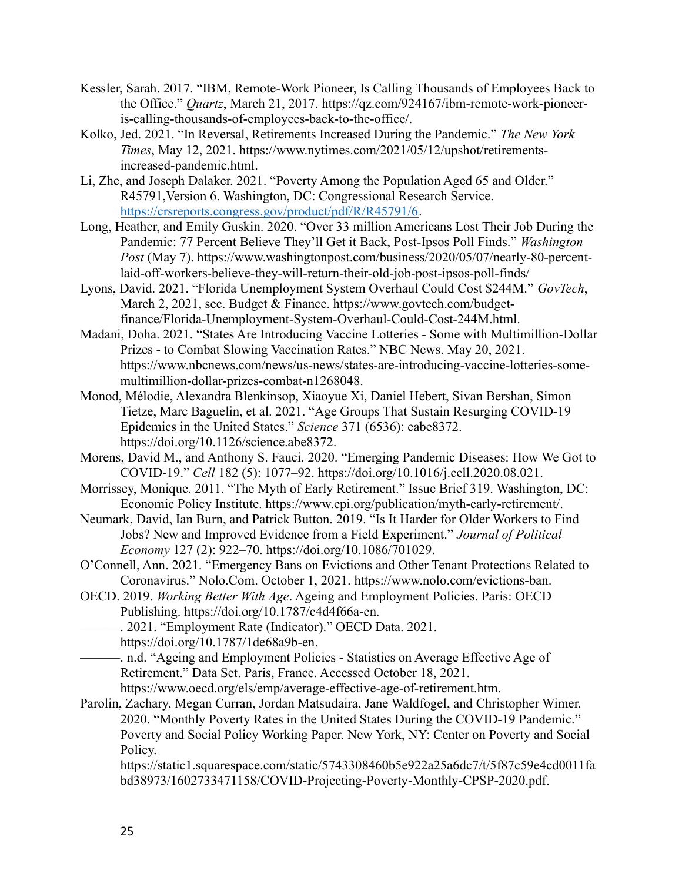Kessler, Sarah. 2017. "IBM, Remote-Work Pioneer, Is Calling Thousands of Employees Back to the Office." *Quartz*, March 21, 2017. https://qz.com/924167/ibm-remote-work-pioneer-is-calling-thousands-of-employees-back-to-the-office/.

Kolko, Jed. 2021. "In Reversal, Retirements Increased During the Pandemic." *The New York Times*, May 12, 2021. https://www.nytimes.com/2021/05/12/upshot/retirements-increased-pandemic.html.

Li, Zhe, and Joseph Dalaker. 2021. "Poverty Among the Population Aged 65 and Older." R45791,Version 6. Washington, DC: Congressional Research Service. https://crsreports.congress.gov/product/pdf/R/R45791/6.

Long, Heather, and Emily Guskin. 2020. "Over 33 million Americans Lost Their Job During the Pandemic: 77 Percent Believe They'll Get it Back, Post-Ipsos Poll Finds." *Washington Post* (May 7). https://www.washingtonpost.com/business/2020/05/07/nearly-80-percent-laid-off-workers-believe-they-will-return-their-old-job-post-ipsos-poll-finds/

Lyons, David. 2021. "Florida Unemployment System Overhaul Could Cost $244M." *GovTech*, March 2, 2021, sec. Budget & Finance. https://www.govtech.com/budget-finance/Florida-Unemployment-System-Overhaul-Could-Cost-244M.html.

Madani, Doha. 2021. "States Are Introducing Vaccine Lotteries - Some with Multimillion-Dollar Prizes - to Combat Slowing Vaccination Rates." NBC News. May 20, 2021. https://www.nbcnews.com/news/us-news/states-are-introducing-vaccine-lotteries-some-multimillion-dollar-prizes-combat-n1268048.

Monod, Mélodie, Alexandra Blenkinsop, Xiaoyue Xi, Daniel Hebert, Sivan Bershan, Simon Tietze, Marc Baguelin, et al. 2021. "Age Groups That Sustain Resurging COVID-19 Epidemics in the United States." *Science* 371 (6536): eabe8372. https://doi.org/10.1126/science.abe8372.

Morens, David M., and Anthony S. Fauci. 2020. "Emerging Pandemic Diseases: How We Got to COVID-19." *Cell* 182 (5): 1077–92. https://doi.org/10.1016/j.cell.2020.08.021.

Morrissey, Monique. 2011. "The Myth of Early Retirement." Issue Brief 319. Washington, DC: Economic Policy Institute. https://www.epi.org/publication/myth-early-retirement/.

Neumark, David, Ian Burn, and Patrick Button. 2019. "Is It Harder for Older Workers to Find Jobs? New and Improved Evidence from a Field Experiment." *Journal of Political Economy* 127 (2): 922–70. https://doi.org/10.1086/701029.

O'Connell, Ann. 2021. "Emergency Bans on Evictions and Other Tenant Protections Related to Coronavirus." Nolo.Com. October 1, 2021. https://www.nolo.com/evictions-ban.

OECD. 2019. *Working Better With Age*. Ageing and Employment Policies. Paris: OECD Publishing. https://doi.org/10.1787/c4d4f66a-en.

———. 2021. "Employment Rate (Indicator)." OECD Data. 2021. https://doi.org/10.1787/1de68a9b-en.

———. n.d. "Ageing and Employment Policies - Statistics on Average Effective Age of Retirement." Data Set. Paris, France. Accessed October 18, 2021. https://www.oecd.org/els/emp/average-effective-age-of-retirement.htm.

Parolin, Zachary, Megan Curran, Jordan Matsudaira, Jane Waldfogel, and Christopher Wimer. 2020. "Monthly Poverty Rates in the United States During the COVID-19 Pandemic." Poverty and Social Policy Working Paper. New York, NY: Center on Poverty and Social Policy. https://static1.squarespace.com/static/5743308460b5e922a25a6dc7/t/5f87c59e4cd0011fabd38973/1602733471158/COVID-Projecting-Poverty-Monthly-CPSP-2020.pdf.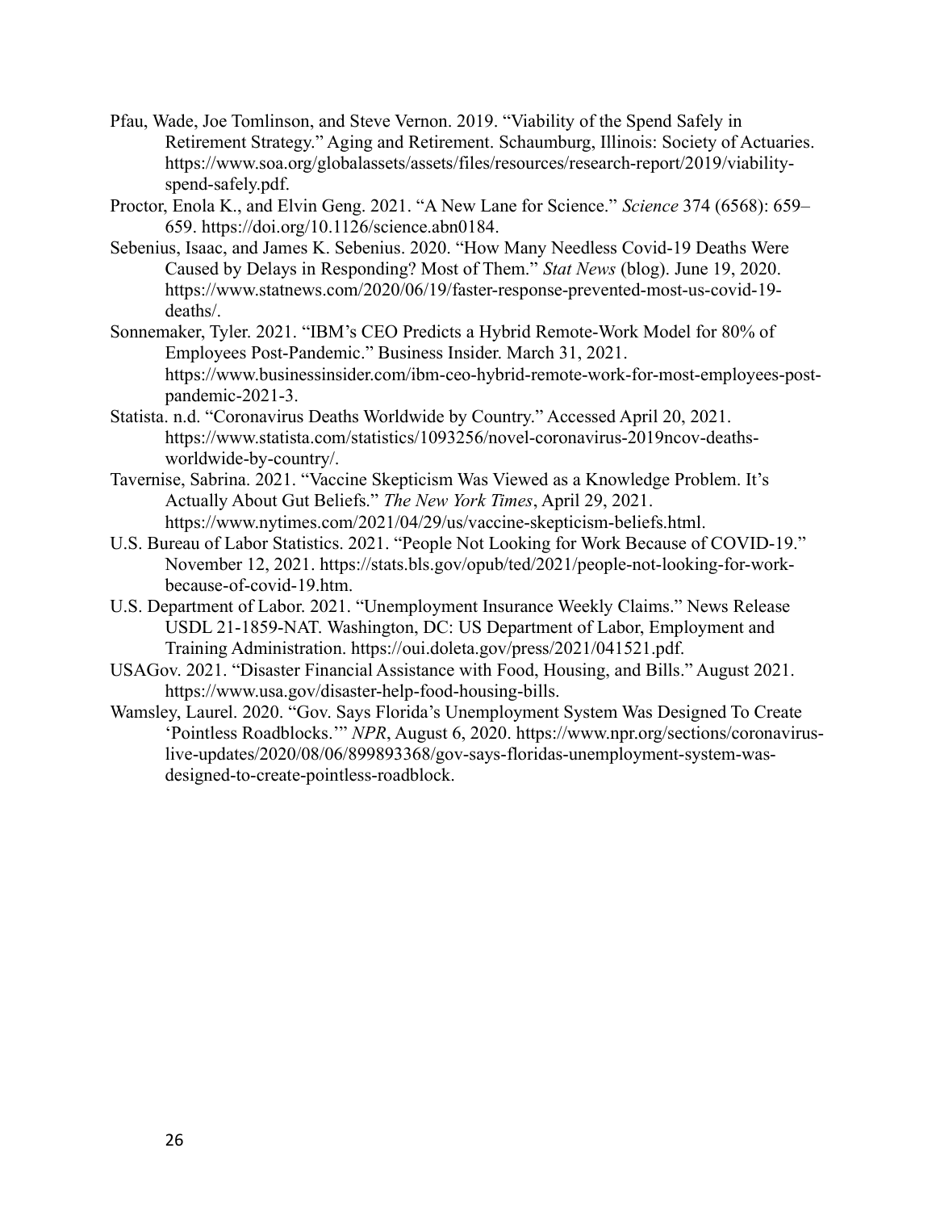Pfau, Wade, Joe Tomlinson, and Steve Vernon. 2019. "Viability of the Spend Safely in Retirement Strategy." Aging and Retirement. Schaumburg, Illinois: Society of Actuaries. https://www.soa.org/globalassets/assets/files/resources/research-report/2019/viability-spend-safely.pdf.

Proctor, Enola K., and Elvin Geng. 2021. "A New Lane for Science." *Science* 374 (6568): 659–659. https://doi.org/10.1126/science.abn0184.

Sebenius, Isaac, and James K. Sebenius. 2020. "How Many Needless Covid-19 Deaths Were Caused by Delays in Responding? Most of Them." *Stat News* (blog). June 19, 2020. https://www.statnews.com/2020/06/19/faster-response-prevented-most-us-covid-19-deaths/.

Sonnemaker, Tyler. 2021. "IBM's CEO Predicts a Hybrid Remote-Work Model for 80% of Employees Post-Pandemic." Business Insider. March 31, 2021. https://www.businessinsider.com/ibm-ceo-hybrid-remote-work-for-most-employees-post-pandemic-2021-3.

Statista. n.d. "Coronavirus Deaths Worldwide by Country." Accessed April 20, 2021. https://www.statista.com/statistics/1093256/novel-coronavirus-2019ncov-deaths-worldwide-by-country/.

Tavernise, Sabrina. 2021. "Vaccine Skepticism Was Viewed as a Knowledge Problem. It's Actually About Gut Beliefs." *The New York Times*, April 29, 2021. https://www.nytimes.com/2021/04/29/us/vaccine-skepticism-beliefs.html.

U.S. Bureau of Labor Statistics. 2021. "People Not Looking for Work Because of COVID-19." November 12, 2021. https://stats.bls.gov/opub/ted/2021/people-not-looking-for-work-because-of-covid-19.htm.

U.S. Department of Labor. 2021. "Unemployment Insurance Weekly Claims." News Release USDL 21-1859-NAT. Washington, DC: US Department of Labor, Employment and Training Administration. https://oui.doleta.gov/press/2021/041521.pdf.

USAGov. 2021. "Disaster Financial Assistance with Food, Housing, and Bills." August 2021. https://www.usa.gov/disaster-help-food-housing-bills.

Wamsley, Laurel. 2020. "Gov. Says Florida's Unemployment System Was Designed To Create 'Pointless Roadblocks.'" *NPR*, August 6, 2020. https://www.npr.org/sections/coronavirus-live-updates/2020/08/06/899893368/gov-says-floridas-unemployment-system-was-designed-to-create-pointless-roadblock.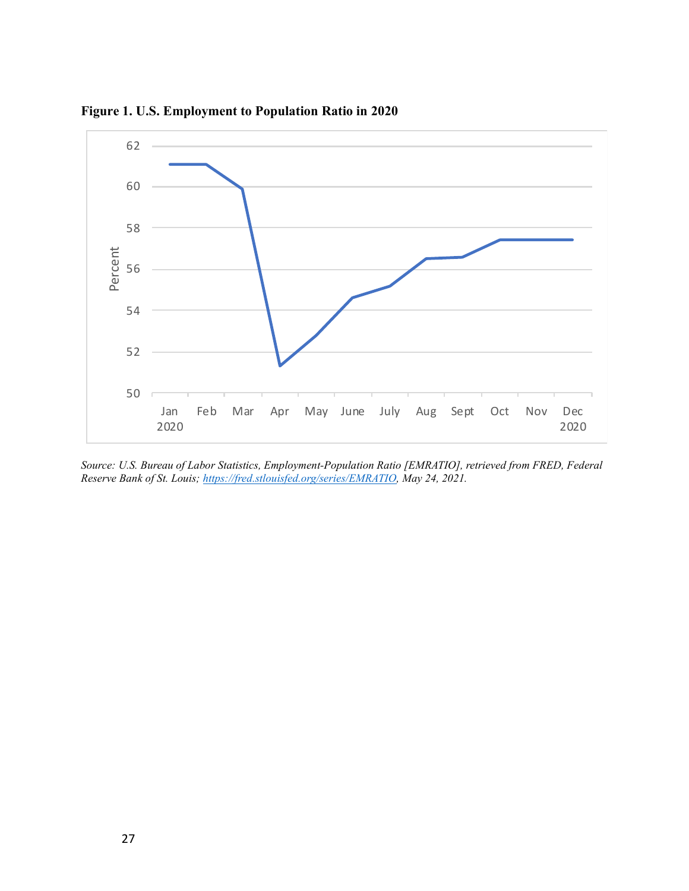**Figure 1. U.S. Employment to Population Ratio in 2020**

*Source: U.S. Bureau of Labor Statistics, Employment-Population Ratio [EMRATIO], retrieved from FRED, Federal Reserve Bank of St. Louis; https://fred.stlouisfed.org/series/EMRATIO, May 24, 2021.*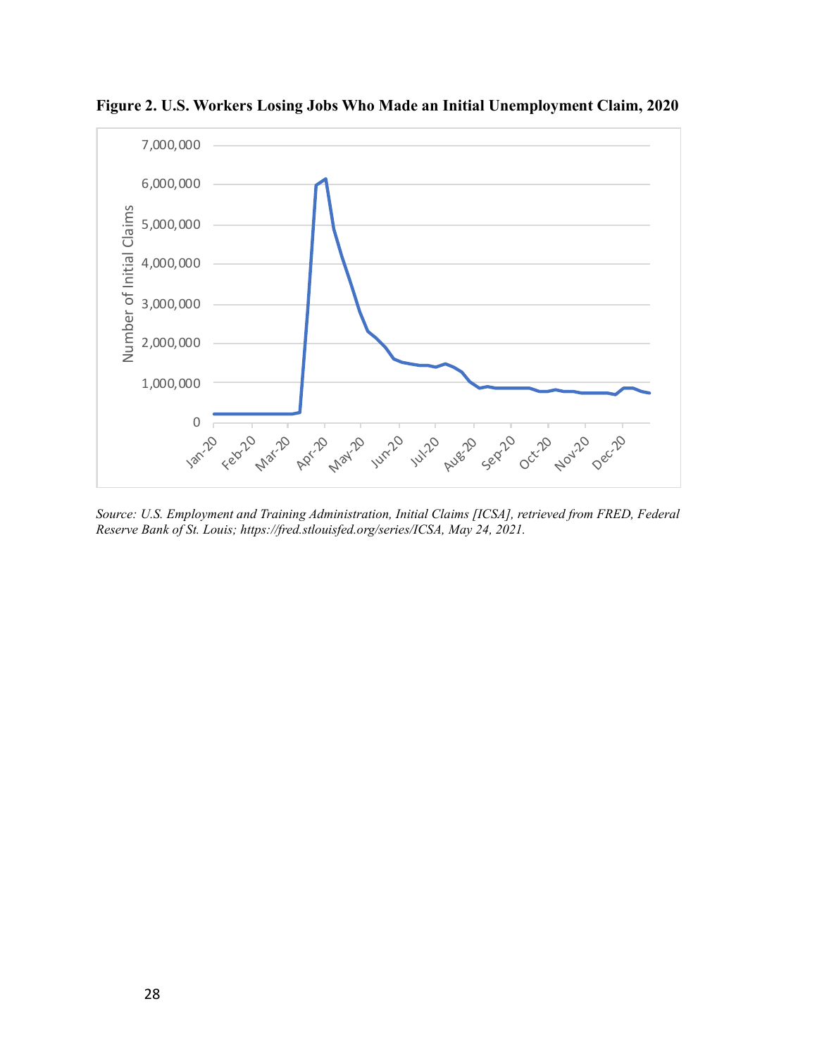**Figure 2. U.S. Workers Losing Jobs Who Made an Initial Unemployment Claim, 2020**

*Source: U.S. Employment and Training Administration, Initial Claims [ICSA], retrieved from FRED, Federal Reserve Bank of St. Louis; https://fred.stlouisfed.org/series/ICSA, May 24, 2021.*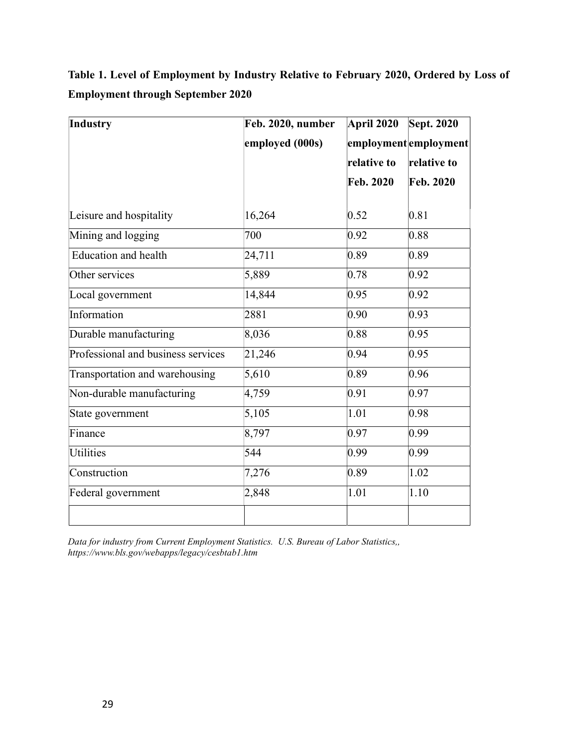**Table 1. Level of Employment by Industry Relative to February 2020, Ordered by Loss of Employment through September 2020**

| Industry | Feb. 2020, number employed (000s) | April 2020 employment relative to Feb. 2020 | Sept. 2020 employment relative to Feb. 2020 |
|---|---|---|---|
| Leisure and hospitality | 16,264 | 0.52 | 0.81 |
| Mining and logging | 700 | 0.92 | 0.88 |
| Education and health | 24,711 | 0.89 | 0.89 |
| Other services | 5,889 | 0.78 | 0.92 |
| Local government | 14,844 | 0.95 | 0.92 |
| Information | 2881 | 0.90 | 0.93 |
| Durable manufacturing | 8,036 | 0.88 | 0.95 |
| Professional and business services | 21,246 | 0.94 | 0.95 |
| Transportation and warehousing | 5,610 | 0.89 | 0.96 |
| Non-durable manufacturing | 4,759 | 0.91 | 0.97 |
| State government | 5,105 | 1.01 | 0.98 |
| Finance | 8,797 | 0.97 | 0.99 |
| Utilities | 544 | 0.99 | 0.99 |
| Construction | 7,276 | 0.89 | 1.02 |
| Federal government | 2,848 | 1.01 | 1.10 |
| | | | |

*Data for industry from Current Employment Statistics. U.S. Bureau of Labor Statistics,, https://www.bls.gov/webapps/legacy/cesbtab1.htm*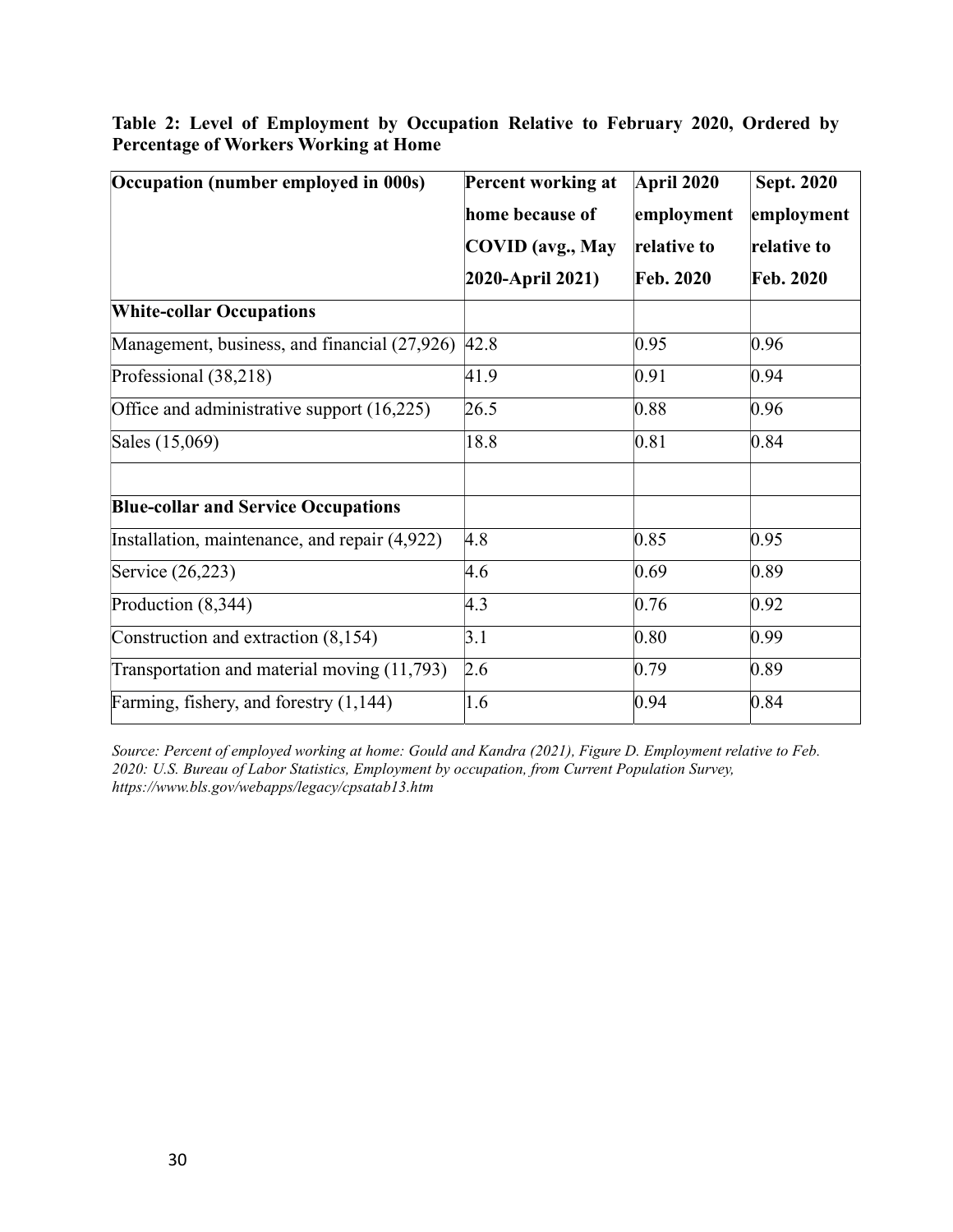**Table 2: Level of Employment by Occupation Relative to February 2020, Ordered by Percentage of Workers Working at Home**

| Occupation (number employed in 000s) | Percent working at home because of COVID (avg., May 2020-April 2021) | April 2020 employment relative to Feb. 2020 | Sept. 2020 employment relative to Feb. 2020 |
|---|---|---|---|
| **White-collar Occupations** | | | |
| Management, business, and financial (27,926) | 42.8 | 0.95 | 0.96 |
| Professional (38,218) | 41.9 | 0.91 | 0.94 |
| Office and administrative support (16,225) | 26.5 | 0.88 | 0.96 |
| Sales (15,069) | 18.8 | 0.81 | 0.84 |
| | | | |
| **Blue-collar and Service Occupations** | | | |
| Installation, maintenance, and repair (4,922) | 4.8 | 0.85 | 0.95 |
| Service (26,223) | 4.6 | 0.69 | 0.89 |
| Production (8,344) | 4.3 | 0.76 | 0.92 |
| Construction and extraction (8,154) | 3.1 | 0.80 | 0.99 |
| Transportation and material moving (11,793) | 2.6 | 0.79 | 0.89 |
| Farming, fishery, and forestry (1,144) | 1.6 | 0.94 | 0.84 |

*Source: Percent of employed working at home: Gould and Kandra (2021), Figure D. Employment relative to Feb. 2020: U.S. Bureau of Labor Statistics, Employment by occupation, from Current Population Survey, https://www.bls.gov/webapps/legacy/cpsatab13.htm*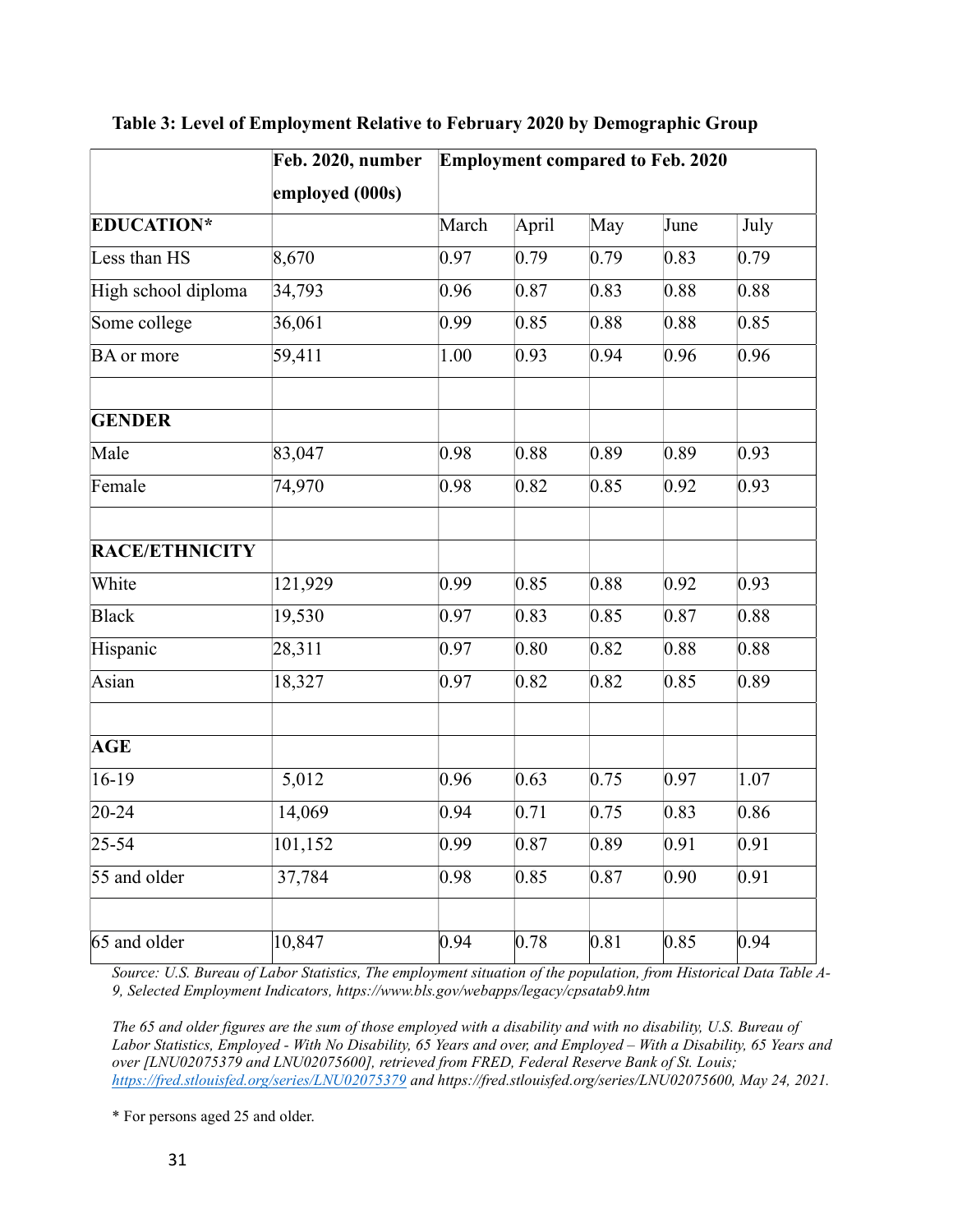**Table 3: Level of Employment Relative to Feb­ruary 2020 by Demographic Group**

| | Feb. 2020, number employed (000s) | Employment compared to Feb. 2020 | | | | |
|---|---|---|---|---|---|---|
| **EDUCATION*** | | March | April | May | June | July |
| Less than HS | 8,670 | 0.97 | 0.79 | 0.79 | 0.83 | 0.79 |
| High school diploma | 34,793 | 0.96 | 0.87 | 0.83 | 0.88 | 0.88 |
| Some college | 36,061 | 0.99 | 0.85 | 0.88 | 0.88 | 0.85 |
| BA or more | 59,411 | 1.00 | 0.93 | 0.94 | 0.96 | 0.96 |
| | | | | | | |
| **GENDER** | | | | | | |
| Male | 83,047 | 0.98 | 0.88 | 0.89 | 0.89 | 0.93 |
| Female | 74,970 | 0.98 | 0.82 | 0.85 | 0.92 | 0.93 |
| | | | | | | |
| **RACE/ETHNICITY** | | | | | | |
| White | 121,929 | 0.99 | 0.85 | 0.88 | 0.92 | 0.93 |
| Black | 19,530 | 0.97 | 0.83 | 0.85 | 0.87 | 0.88 |
| Hispanic | 28,311 | 0.97 | 0.80 | 0.82 | 0.88 | 0.88 |
| Asian | 18,327 | 0.97 | 0.82 | 0.82 | 0.85 | 0.89 |
| | | | | | | |
| **AGE** | | | | | | |
| 16-19 | 5,012 | 0.96 | 0.63 | 0.75 | 0.97 | 1.07 |
| 20-24 | 14,069 | 0.94 | 0.71 | 0.75 | 0.83 | 0.86 |
| 25-54 | 101,152 | 0.99 | 0.87 | 0.89 | 0.91 | 0.91 |
| 55 and older | 37,784 | 0.98 | 0.85 | 0.87 | 0.90 | 0.91 |
| | | | | | | |
| 65 and older | 10,847 | 0.94 | 0.78 | 0.81 | 0.85 | 0.94 |

*Source: U.S. Bureau of Labor Statistics, The employment situation of the population, from Historical Data Table A-9, Selected Employment Indicators, https://www.bls.gov/webapps/legacy/cpsatab9.htm*

*The 65 and older figures are the sum of those employed with a disability and with no disability, U.S. Bureau of Labor Statistics, Employed - With No Disability, 65 Years and over, and Employed – With a Disability, 65 Years and over [LNU02075379 and LNU02075600], retrieved from FRED, Federal Reserve Bank of St. Louis; https://fred.stlouisfed.org/series/LNU02075379 and https://fred.stlouisfed.org/series/LNU02075600, May 24, 2021.*

\* For persons aged 25 and older.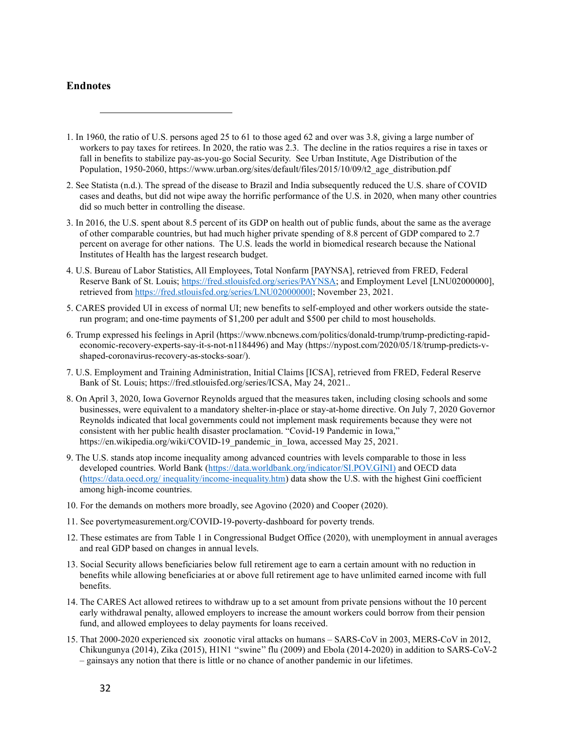### Endnotes

1. In 1960, the ratio of U.S. persons aged 25 to 61 to those aged 62 and over was 3.8, giving a large number of workers to pay taxes for retirees. In 2020, the ratio was 2.3. The decline in the ratios requires a rise in taxes or fall in benefits to stabilize pay-as-you-go Social Security. See Urban Institute, Age Distribution of the Population, 1950-2060, https://www.urban.org/sites/default/files/2015/10/09/t2_age_distribution.pdf

2. See Statista (n.d.). The spread of the disease to Brazil and India subsequently reduced the U.S. share of COVID cases and deaths, but did not wipe away the horrific performance of the U.S. in 2020, when many other countries did so much better in controlling the disease.

3. In 2016, the U.S. spent about 8.5 percent of its GDP on health out of public funds, about the same as the average of other comparable countries, but had much higher private spending of 8.8 percent of GDP compared to 2.7 percent on average for other nations. The U.S. leads the world in biomedical research because the National Institutes of Health has the largest research budget.

4. U.S. Bureau of Labor Statistics, All Employees, Total Nonfarm [PAYNSA], retrieved from FRED, Federal Reserve Bank of St. Louis; https://fred.stlouisfed.org/series/PAYNSA; and Employment Level [LNU02000000], retrieved from https://fred.stlouisfed.org/series/LNU02000000l; November 23, 2021.

5. CARES provided UI in excess of normal UI; new benefits to self-employed and other workers outside the state-run program; and one-time payments of $1,200 per adult and $500 per child to most households.

6. Trump expressed his feelings in April (https://www.nbcnews.com/politics/donald-trump/trump-predicting-rapid-economic-recovery-experts-say-it-s-not-n1184496) and May (https://nypost.com/2020/05/18/trump-predicts-v-shaped-coronavirus-recovery-as-stocks-soar/).

7. U.S. Employment and Training Administration, Initial Claims [ICSA], retrieved from FRED, Federal Reserve Bank of St. Louis; https://fred.stlouisfed.org/series/ICSA, May 24, 2021..

8. On April 3, 2020, Iowa Governor Reynolds argued that the measures taken, including closing schools and some businesses, were equivalent to a mandatory shelter-in-place or stay-at-home directive. On July 7, 2020 Governor Reynolds indicated that local governments could not implement mask requirements because they were not consistent with her public health disaster proclamation. "Covid-19 Pandemic in Iowa," https://en.wikipedia.org/wiki/COVID-19_pandemic_in_Iowa, accessed May 25, 2021.

9. The U.S. stands atop income inequality among advanced countries with levels comparable to those in less developed countries. World Bank (https://data.worldbank.org/indicator/SI.POV.GINI) and OECD data (https://data.oecd.org/ inequality/income-inequality.htm) data show the U.S. with the highest Gini coefficient among high-income countries.

10. For the demands on mothers more broadly, see Agovino (2020) and Cooper (2020).

11. See povertymeasurement.org/COVID-19-poverty-dashboard for poverty trends.

12. These estimates are from Table 1 in Congressional Budget Office (2020), with unemployment in annual averages and real GDP based on changes in annual levels.

13. Social Security allows beneficiaries below full retirement age to earn a certain amount with no reduction in benefits while allowing beneficiaries at or above full retirement age to have unlimited earned income with full benefits.

14. The CARES Act allowed retirees to withdraw up to a set amount from private pensions without the 10 percent early withdrawal penalty, allowed employers to increase the amount workers could borrow from their pension fund, and allowed employees to delay payments for loans received.

15. That 2000-2020 experienced six zoonotic viral attacks on humans – SARS-CoV in 2003, MERS-CoV in 2012, Chikungunya (2014), Zika (2015), H1N1 "swine" flu (2009) and Ebola (2014-2020) in addition to SARS-CoV-2 – gainsays any notion that there is little or no chance of another pandemic in our lifetimes.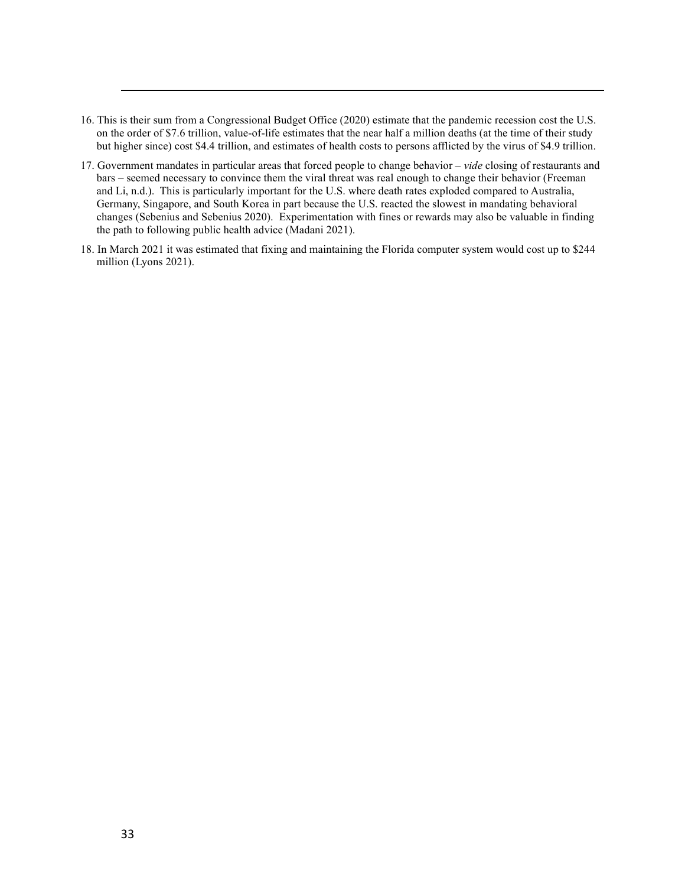16. This is their sum from a Congressional Budget Office (2020) estimate that the pandemic recession cost the U.S. on the order of $7.6 trillion, value-of-life estimates that the near half a million deaths (at the time of their study but higher since) cost $4.4 trillion, and estimates of health costs to persons afflicted by the virus of $4.9 trillion.

17. Government mandates in particular areas that forced people to change behavior – *vide* closing of restaurants and bars – seemed necessary to convince them the viral threat was real enough to change their behavior (Freeman and Li, n.d.). This is particularly important for the U.S. where death rates exploded compared to Australia, Germany, Singapore, and South Korea in part because the U.S. reacted the slowest in mandating behavioral changes (Sebenius and Sebenius 2020). Experimentation with fines or rewards may also be valuable in finding the path to following public health advice (Madani 2021).

18. In March 2021 it was estimated that fixing and maintaining the Florida computer system would cost up to $244 million (Lyons 2021).